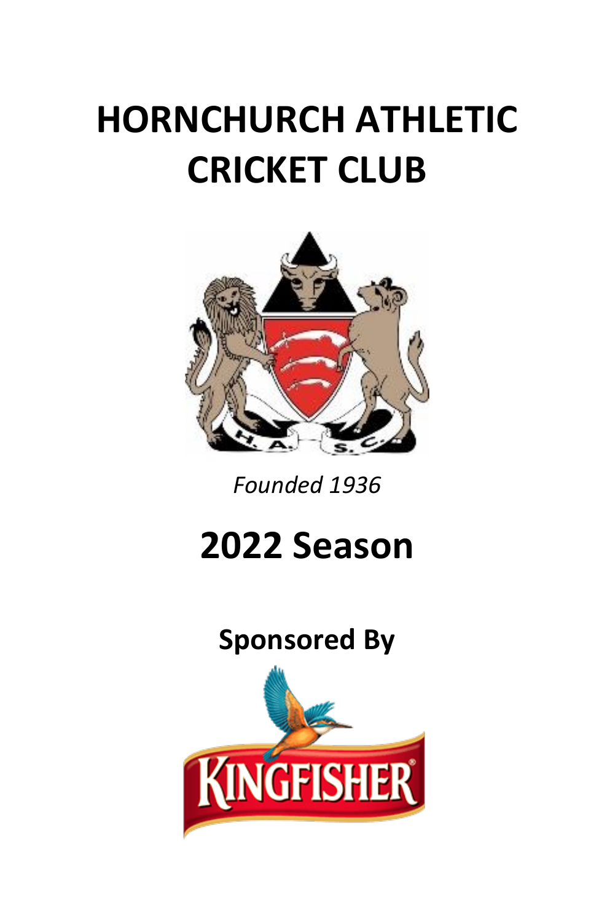# HORNCHURCH ATHLETIC CRICKET CLUB

*Founded 1936*

## 2022 Season

**Sponsored By**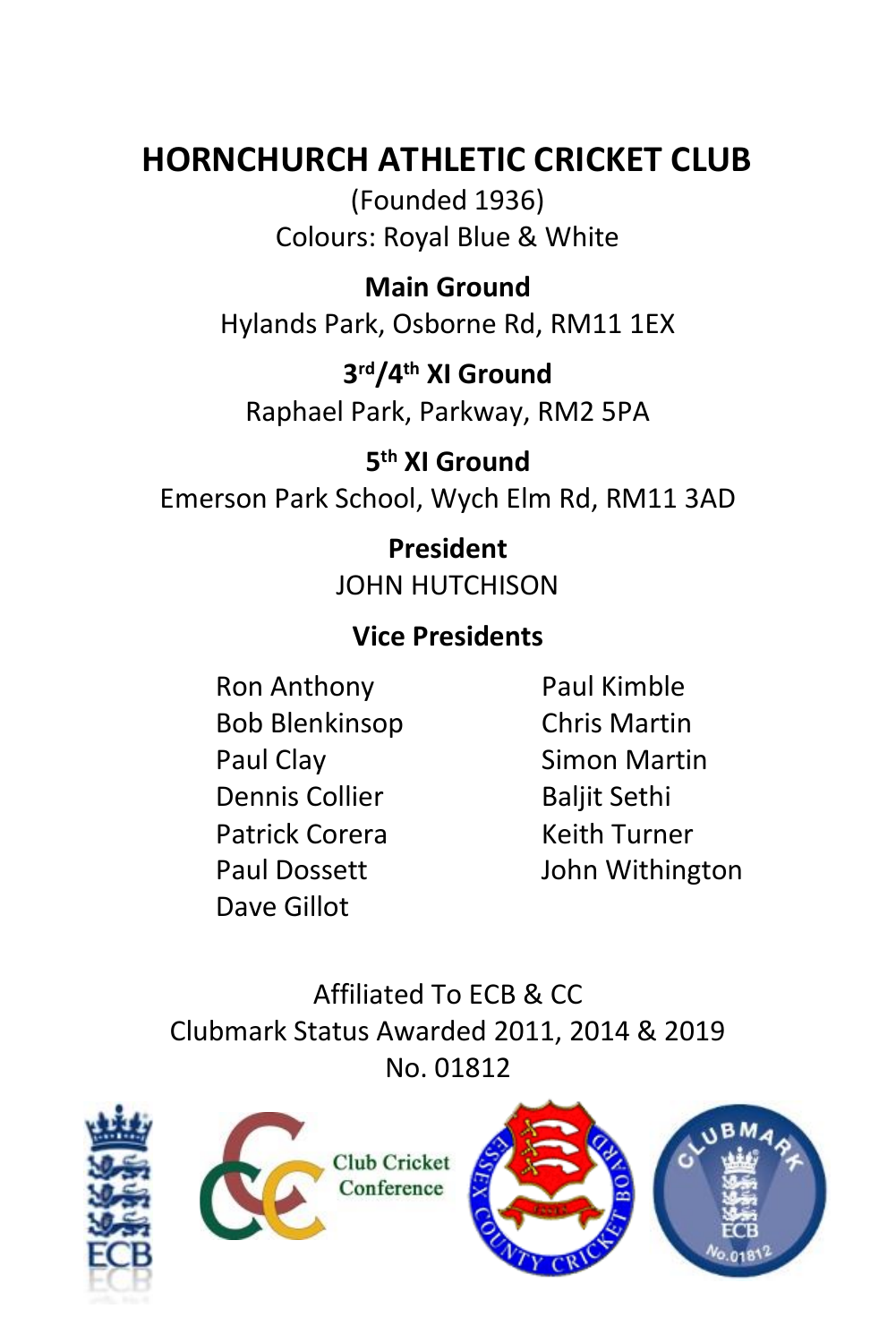# HORNCHURCH ATHLETIC CRICKET CLUB

(Founded 1936)

Colours: Royal Blue & White

**Main Ground**

Hylands Park, Osborne Rd, RM11 1EX

**3rd/4th XI Ground**

Raphael Park, Parkway, RM2 5PA

**5th XI Ground**

Emerson Park School, Wych Elm Rd, RM11 3AD

**President**

JOHN HUTCHISON

**Vice Presidents**

Ron Anthony
Bob Blenkinsop
Paul Clay
Dennis Collier
Patrick Corera
Paul Dossett
Dave Gillot
Paul Kimble
Chris Martin
Simon Martin
Baljit Sethi
Keith Turner
John Withington

Affiliated To ECB & CC

Clubmark Status Awarded 2011, 2014 & 2019

No. 01812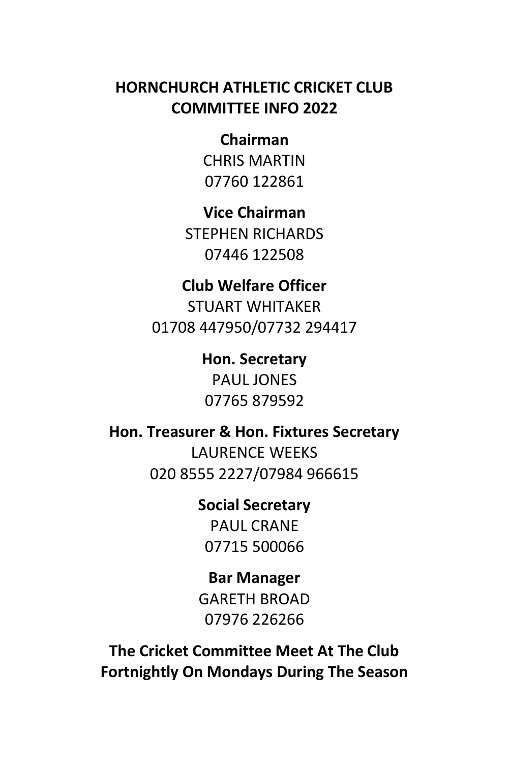# HORNCHURCH ATHLETIC CRICKET CLUB
# COMMITTEE INFO 2022

**Chairman**
CHRIS MARTIN
07760 122861

**Vice Chairman**
STEPHEN RICHARDS
07446 122508

**Club Welfare Officer**
STUART WHITAKER
01708 447950/07732 294417

**Hon. Secretary**
PAUL JONES
07765 879592

**Hon. Treasurer & Hon. Fixtures Secretary**
LAURENCE WEEKS
020 8555 2227/07984 966615

**Social Secretary**
PAUL CRANE
07715 500066

**Bar Manager**
GARETH BROAD
07976 226266

**The Cricket Committee Meet At The Club Fortnightly On Mondays During The Season**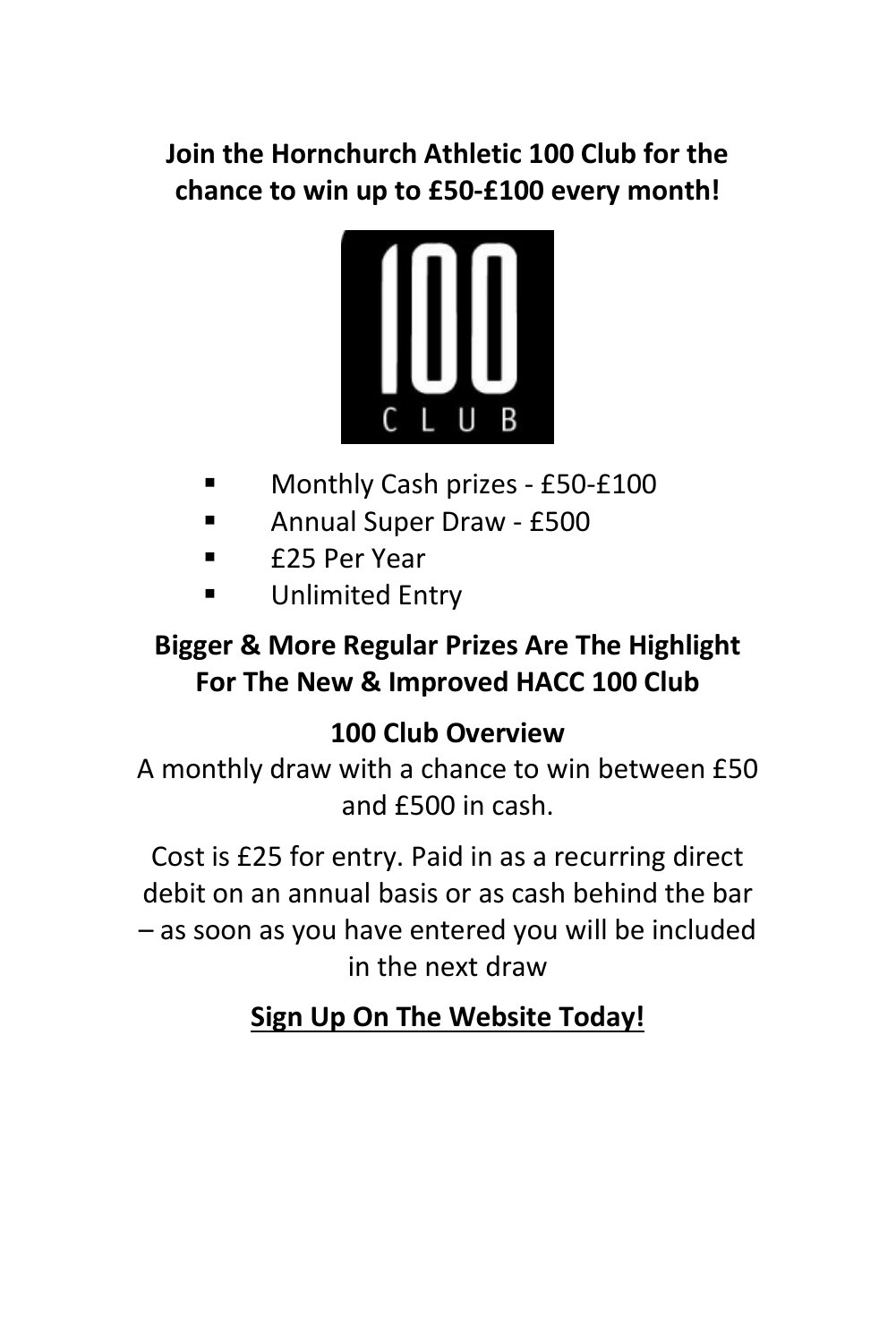**Join the Hornchurch Athletic 100 Club for the chance to win up to £50-£100 every month!**

100 CLUB

- Monthly Cash prizes - £50-£100
- Annual Super Draw - £500
- £25 Per Year
- Unlimited Entry

**Bigger & More Regular Prizes Are The Highlight For The New & Improved HACC 100 Club**

**100 Club Overview**

A monthly draw with a chance to win between £50 and £500 in cash.

Cost is £25 for entry. Paid in as a recurring direct debit on an annual basis or as cash behind the bar – as soon as you have entered you will be included in the next draw

**<u>Sign Up On The Website Today!</u>**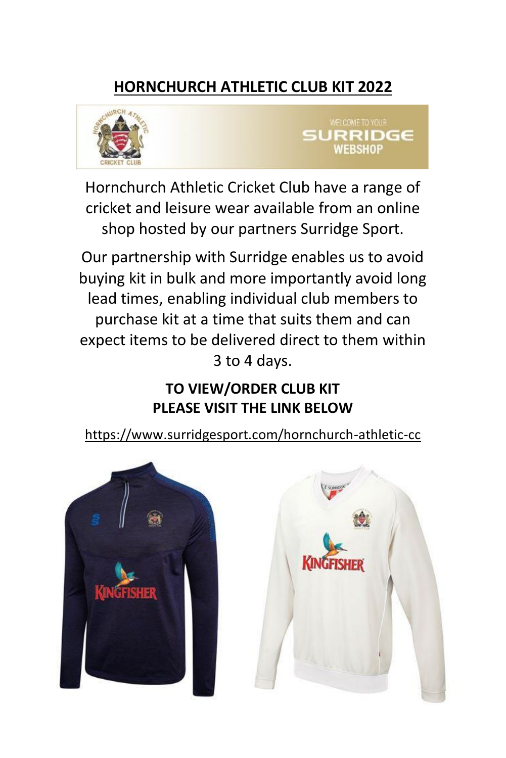## HORNCHURCH ATHLETIC CLUB KIT 2022

Hornchurch Athletic Cricket Club have a range of cricket and leisure wear available from an online shop hosted by our partners Surridge Sport.

Our partnership with Surridge enables us to avoid buying kit in bulk and more importantly avoid long lead times, enabling individual club members to purchase kit at a time that suits them and can expect items to be delivered direct to them within 3 to 4 days.

**TO VIEW/ORDER CLUB KIT**
**PLEASE VISIT THE LINK BELOW**

https://www.surridgesport.com/hornchurch-athletic-cc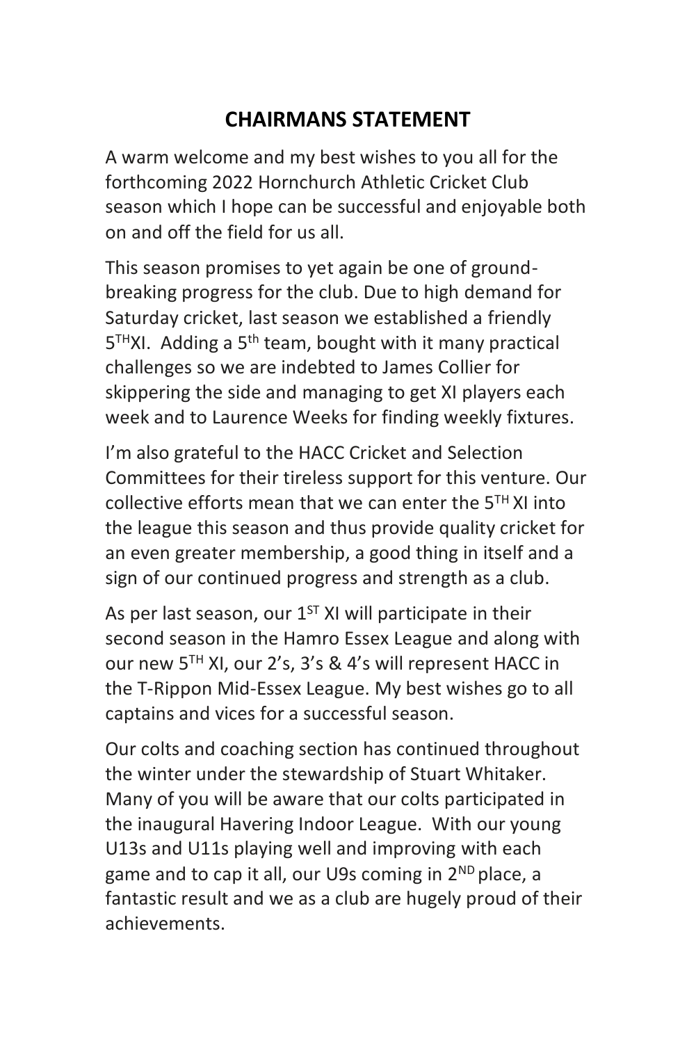## CHAIRMANS STATEMENT

A warm welcome and my best wishes to you all for the forthcoming 2022 Hornchurch Athletic Cricket Club season which I hope can be successful and enjoyable both on and off the field for us all.

This season promises to yet again be one of ground-breaking progress for the club. Due to high demand for Saturday cricket, last season we established a friendly 5TH XI. Adding a 5th team, bought with it many practical challenges so we are indebted to James Collier for skippering the side and managing to get XI players each week and to Laurence Weeks for finding weekly fixtures.

I'm also grateful to the HACC Cricket and Selection Committees for their tireless support for this venture. Our collective efforts mean that we can enter the 5TH XI into the league this season and thus provide quality cricket for an even greater membership, a good thing in itself and a sign of our continued progress and strength as a club.

As per last season, our 1ST XI will participate in their second season in the Hamro Essex League and along with our new 5TH XI, our 2's, 3's & 4's will represent HACC in the T-Rippon Mid-Essex League. My best wishes go to all captains and vices for a successful season.

Our colts and coaching section has continued throughout the winter under the stewardship of Stuart Whitaker. Many of you will be aware that our colts participated in the inaugural Havering Indoor League. With our young U13s and U11s playing well and improving with each game and to cap it all, our U9s coming in 2ND place, a fantastic result and we as a club are hugely proud of their achievements.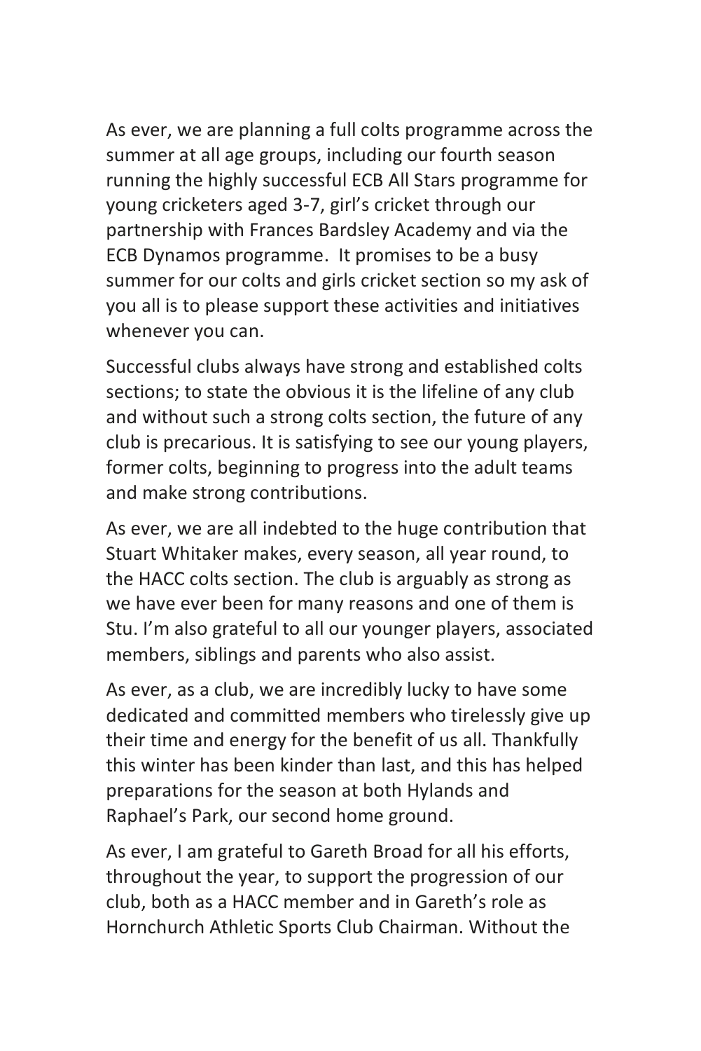As ever, we are planning a full colts programme across the summer at all age groups, including our fourth season running the highly successful ECB All Stars programme for young cricketers aged 3-7, girl's cricket through our partnership with Frances Bardsley Academy and via the ECB Dynamos programme. It promises to be a busy summer for our colts and girls cricket section so my ask of you all is to please support these activities and initiatives whenever you can.

Successful clubs always have strong and established colts sections; to state the obvious it is the lifeline of any club and without such a strong colts section, the future of any club is precarious. It is satisfying to see our young players, former colts, beginning to progress into the adult teams and make strong contributions.

As ever, we are all indebted to the huge contribution that Stuart Whitaker makes, every season, all year round, to the HACC colts section. The club is arguably as strong as we have ever been for many reasons and one of them is Stu. I'm also grateful to all our younger players, associated members, siblings and parents who also assist.

As ever, as a club, we are incredibly lucky to have some dedicated and committed members who tirelessly give up their time and energy for the benefit of us all. Thankfully this winter has been kinder than last, and this has helped preparations for the season at both Hylands and Raphael's Park, our second home ground.

As ever, I am grateful to Gareth Broad for all his efforts, throughout the year, to support the progression of our club, both as a HACC member and in Gareth's role as Hornchurch Athletic Sports Club Chairman. Without the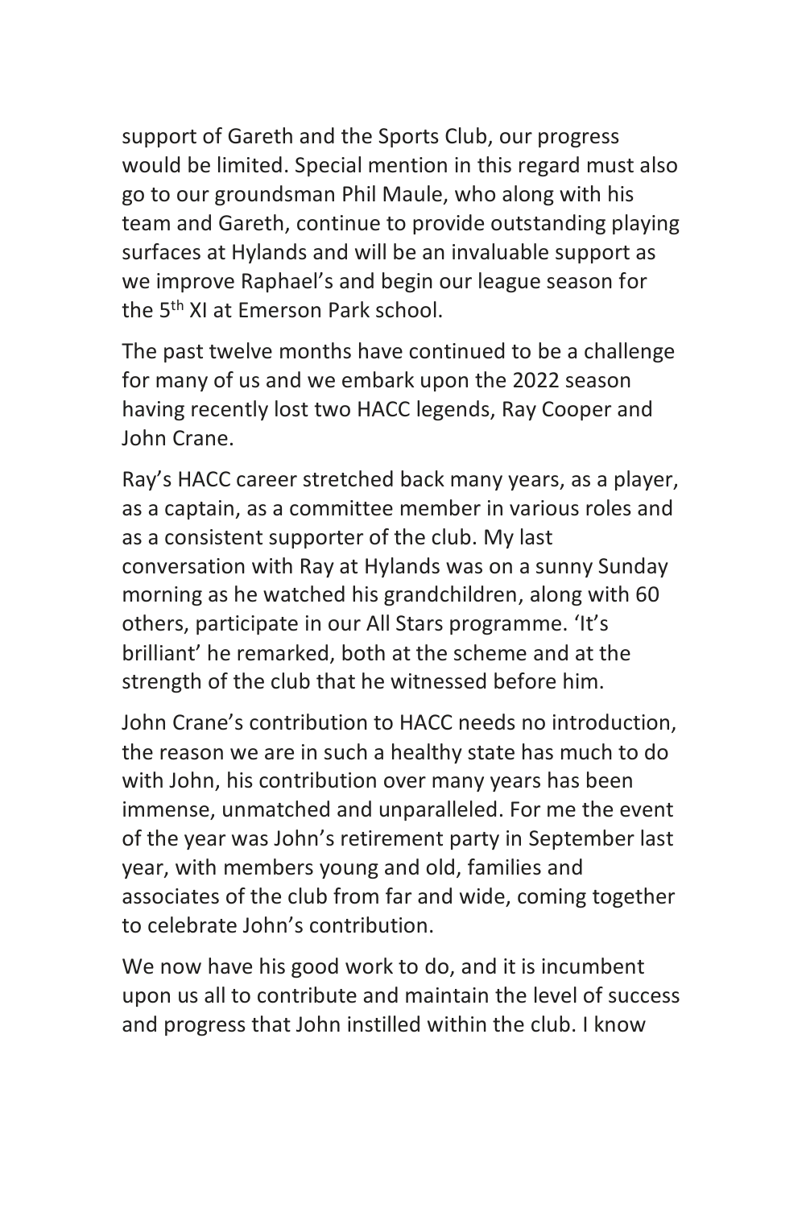support of Gareth and the Sports Club, our progress would be limited. Special mention in this regard must also go to our groundsman Phil Maule, who along with his team and Gareth, continue to provide outstanding playing surfaces at Hylands and will be an invaluable support as we improve Raphael's and begin our league season for the 5th XI at Emerson Park school.

The past twelve months have continued to be a challenge for many of us and we embark upon the 2022 season having recently lost two HACC legends, Ray Cooper and John Crane.

Ray's HACC career stretched back many years, as a player, as a captain, as a committee member in various roles and as a consistent supporter of the club. My last conversation with Ray at Hylands was on a sunny Sunday morning as he watched his grandchildren, along with 60 others, participate in our All Stars programme. 'It's brilliant' he remarked, both at the scheme and at the strength of the club that he witnessed before him.

John Crane's contribution to HACC needs no introduction, the reason we are in such a healthy state has much to do with John, his contribution over many years has been immense, unmatched and unparalleled. For me the event of the year was John's retirement party in September last year, with members young and old, families and associates of the club from far and wide, coming together to celebrate John's contribution.

We now have his good work to do, and it is incumbent upon us all to contribute and maintain the level of success and progress that John instilled within the club. I know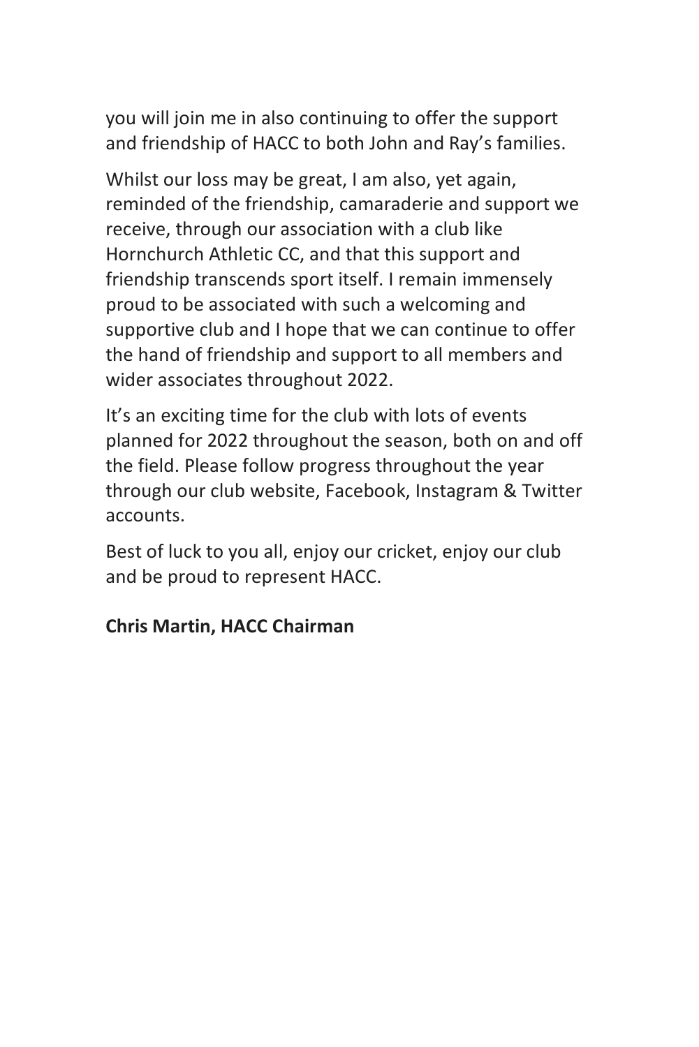you will join me in also continuing to offer the support and friendship of HACC to both John and Ray's families.

Whilst our loss may be great, I am also, yet again, reminded of the friendship, camaraderie and support we receive, through our association with a club like Hornchurch Athletic CC, and that this support and friendship transcends sport itself. I remain immensely proud to be associated with such a welcoming and supportive club and I hope that we can continue to offer the hand of friendship and support to all members and wider associates throughout 2022.

It's an exciting time for the club with lots of events planned for 2022 throughout the season, both on and off the field. Please follow progress throughout the year through our club website, Facebook, Instagram & Twitter accounts.

Best of luck to you all, enjoy our cricket, enjoy our club and be proud to represent HACC.

**Chris Martin, HACC Chairman**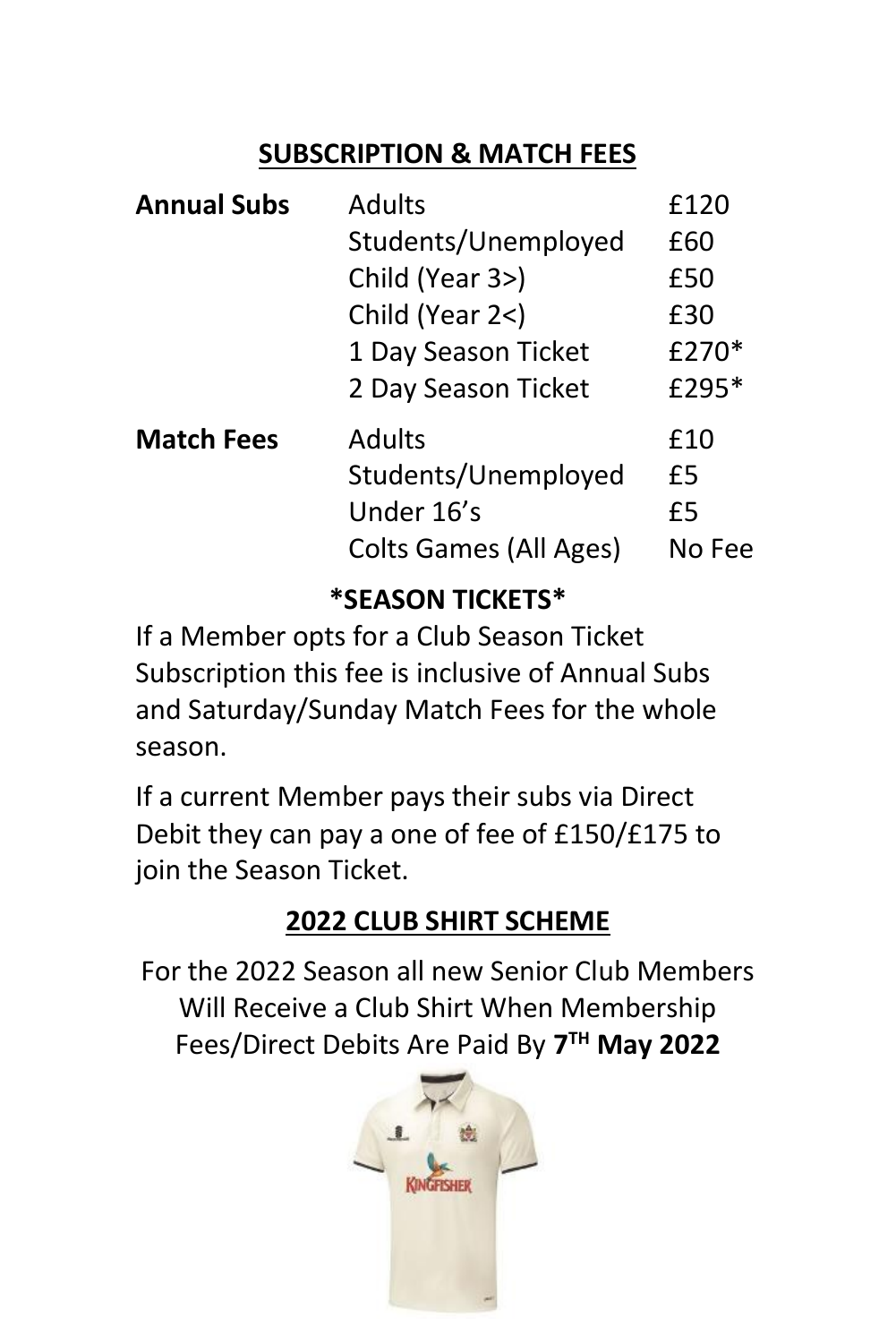## SUBSCRIPTION & MATCH FEES

| | | |
|---|---|---|
| **Annual Subs** | Adults | £120 |
| | Students/Unemployed | £60 |
| | Child (Year 3>) | £50 |
| | Child (Year 2<) | £30 |
| | 1 Day Season Ticket | £270* |
| | 2 Day Season Ticket | £295* |
| **Match Fees** | Adults | £10 |
| | Students/Unemployed | £5 |
| | Under 16's | £5 |
| | Colts Games (All Ages) | No Fee |

### *SEASON TICKETS*

If a Member opts for a Club Season Ticket Subscription this fee is inclusive of Annual Subs and Saturday/Sunday Match Fees for the whole season.

If a current Member pays their subs via Direct Debit they can pay a one of fee of £150/£175 to join the Season Ticket.

## 2022 CLUB SHIRT SCHEME

For the 2022 Season all new Senior Club Members Will Receive a Club Shirt When Membership Fees/Direct Debits Are Paid By **7TH May 2022**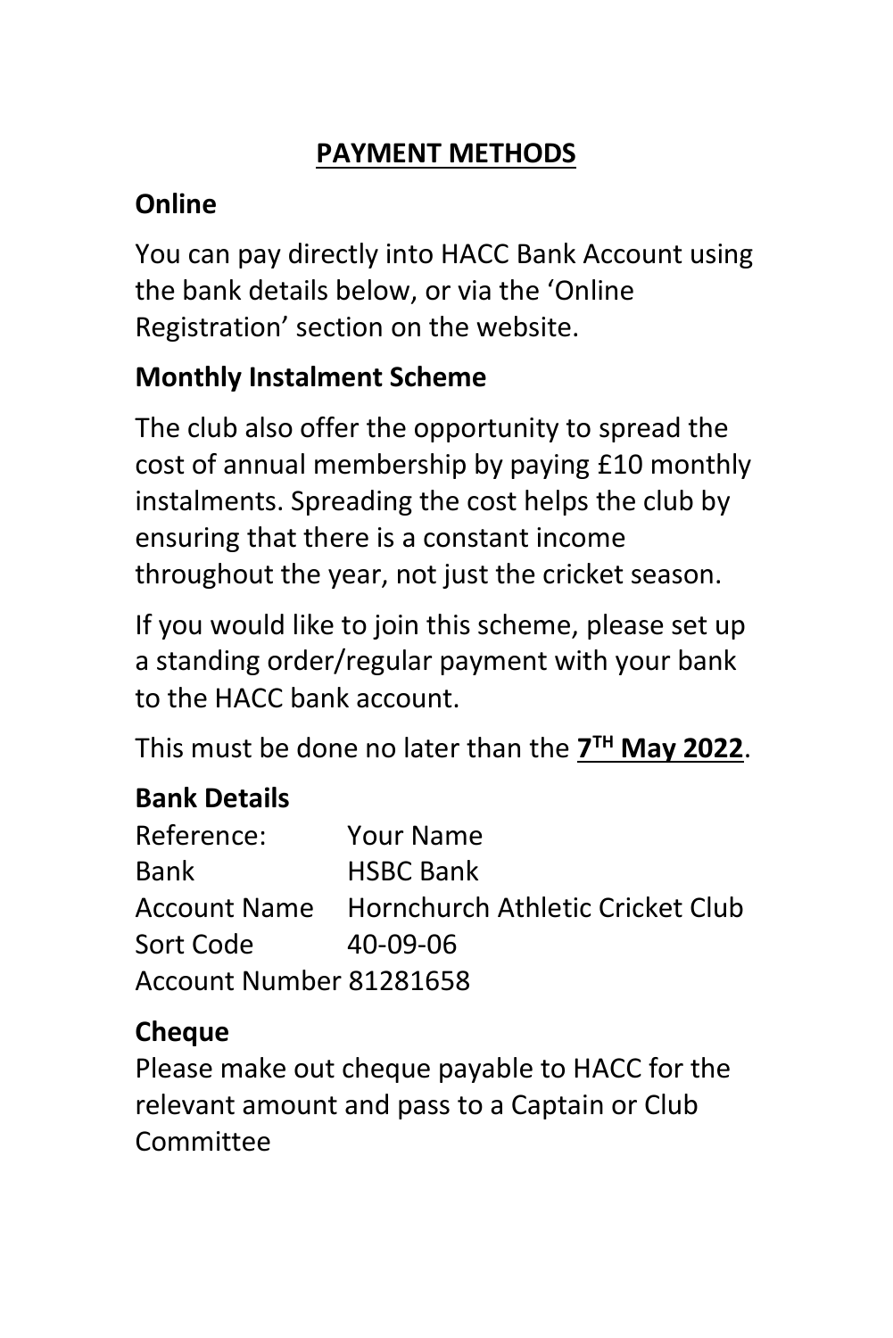## PAYMENT METHODS

### Online

You can pay directly into HACC Bank Account using the bank details below, or via the 'Online Registration' section on the website.

### Monthly Instalment Scheme

The club also offer the opportunity to spread the cost of annual membership by paying £10 monthly instalments. Spreading the cost helps the club by ensuring that there is a constant income throughout the year, not just the cricket season.

If you would like to join this scheme, please set up a standing order/regular payment with your bank to the HACC bank account.

This must be done no later than the **7TH May 2022**.

### Bank Details

| | |
|---|---|
| Reference: | Your Name |
| Bank | HSBC Bank |
| Account Name | Hornchurch Athletic Cricket Club |
| Sort Code | 40-09-06 |
| Account Number | 81281658 |

### Cheque

Please make out cheque payable to HACC for the relevant amount and pass to a Captain or Club Committee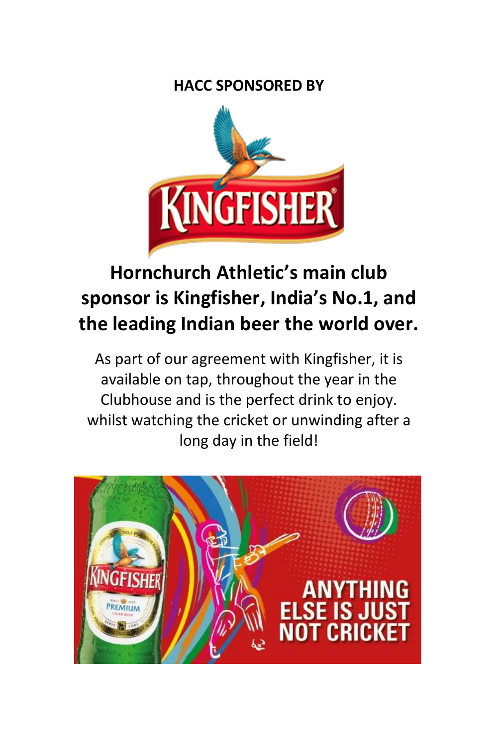**HACC SPONSORED BY**

## Hornchurch Athletic's main club sponsor is Kingfisher, India's No.1, and the leading Indian beer the world over.

As part of our agreement with Kingfisher, it is available on tap, throughout the year in the Clubhouse and is the perfect drink to enjoy. whilst watching the cricket or unwinding after a long day in the field!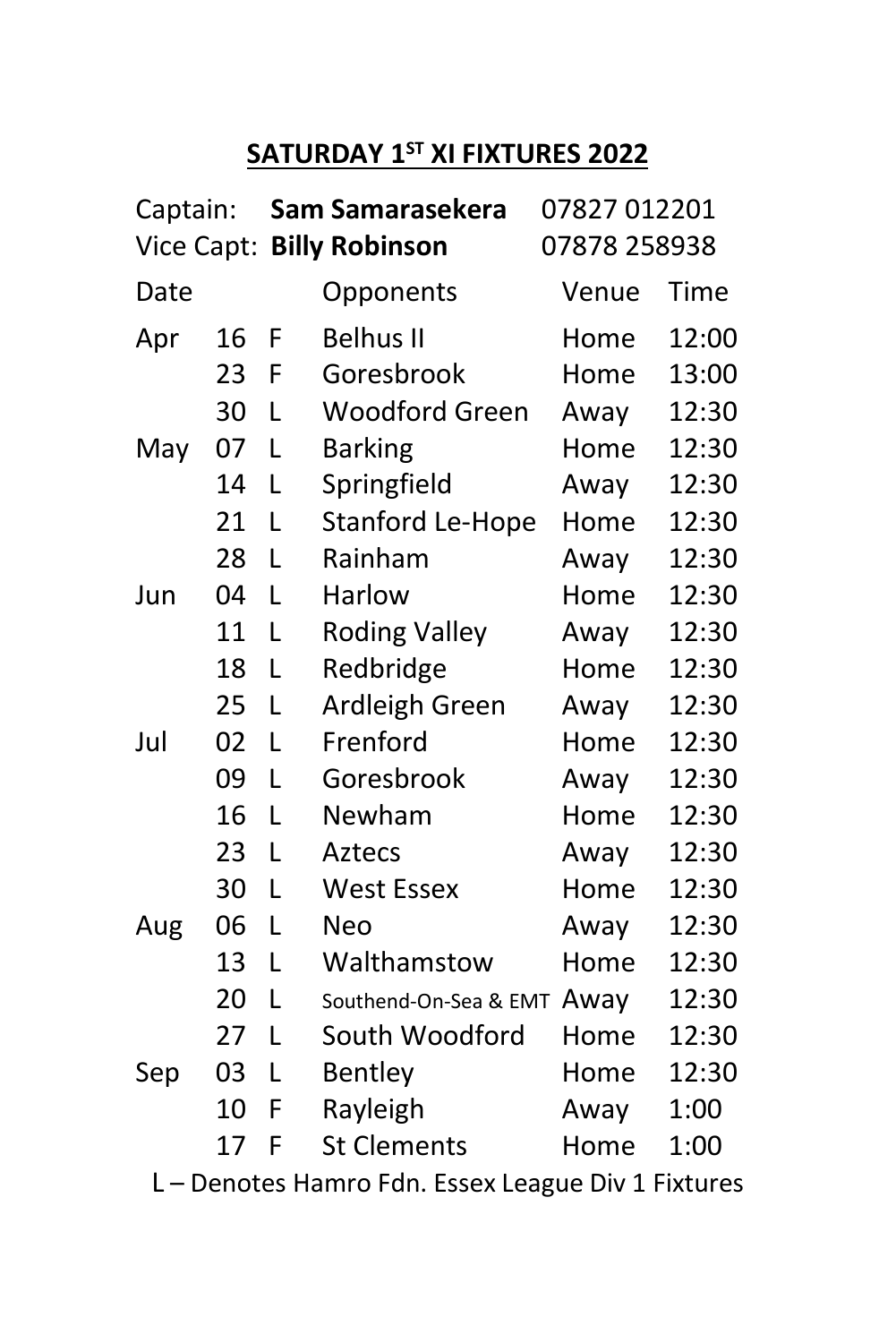## **SATURDAY 1ST XI FIXTURES 2022**

Captain: **Sam Samarasekera** 07827 012201
Vice Capt: **Billy Robinson** 07878 258938

| Date | | | Opponents | Venue | Time |
|---|---|---|---|---|---|
| Apr | 16 | F | Belhus II | Home | 12:00 |
| | 23 | F | Goresbrook | Home | 13:00 |
| | 30 | L | Woodford Green | Away | 12:30 |
| May | 07 | L | Barking | Home | 12:30 |
| | 14 | L | Springfield | Away | 12:30 |
| | 21 | L | Stanford Le-Hope | Home | 12:30 |
| | 28 | L | Rainham | Away | 12:30 |
| Jun | 04 | L | Harlow | Home | 12:30 |
| | 11 | L | Roding Valley | Away | 12:30 |
| | 18 | L | Redbridge | Home | 12:30 |
| | 25 | L | Ardleigh Green | Away | 12:30 |
| Jul | 02 | L | Frenford | Home | 12:30 |
| | 09 | L | Goresbrook | Away | 12:30 |
| | 16 | L | Newham | Home | 12:30 |
| | 23 | L | Aztecs | Away | 12:30 |
| | 30 | L | West Essex | Home | 12:30 |
| Aug | 06 | L | Neo | Away | 12:30 |
| | 13 | L | Walthamstow | Home | 12:30 |
| | 20 | L | Southend-On-Sea & EMT | Away | 12:30 |
| | 27 | L | South Woodford | Home | 12:30 |
| Sep | 03 | L | Bentley | Home | 12:30 |
| | 10 | F | Rayleigh | Away | 1:00 |
| | 17 | F | St Clements | Home | 1:00 |

L – Denotes Hamro Fdn. Essex League Div 1 Fixtures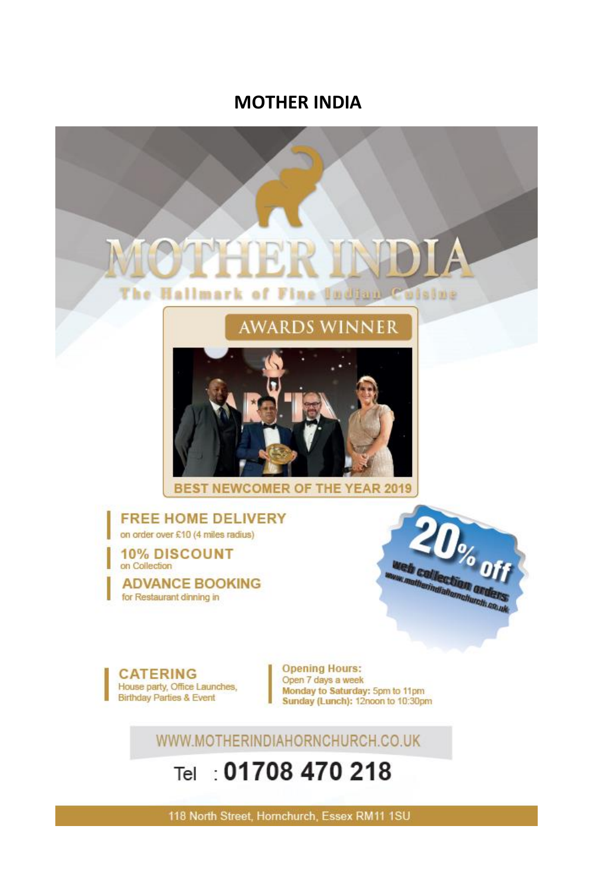## MOTHER INDIA

# MOTHER INDIA

The Hallmark of Fine Indian Cuisine

AWARDS WINNER

BEST NEWCOMER OF THE YEAR 2019

**FREE HOME DELIVERY**
on order over £10 (4 miles radius)

**10% DISCOUNT**
on Collection

**ADVANCE BOOKING**
for Restaurant dinning in

**20% off**
web collection orders
www.motherindiahornchurch.co.uk

**CATERING**
House party, Office Launches, Birthday Parties & Event

**Opening Hours:**
Open 7 days a week
**Monday to Saturday:** 5pm to 11pm
**Sunday (Lunch):** 12noon to 10:30pm

WWW.MOTHERINDIAHORNCHURCH.CO.UK

Tel : **01708 470 218**

118 North Street, Hornchurch, Essex RM11 1SU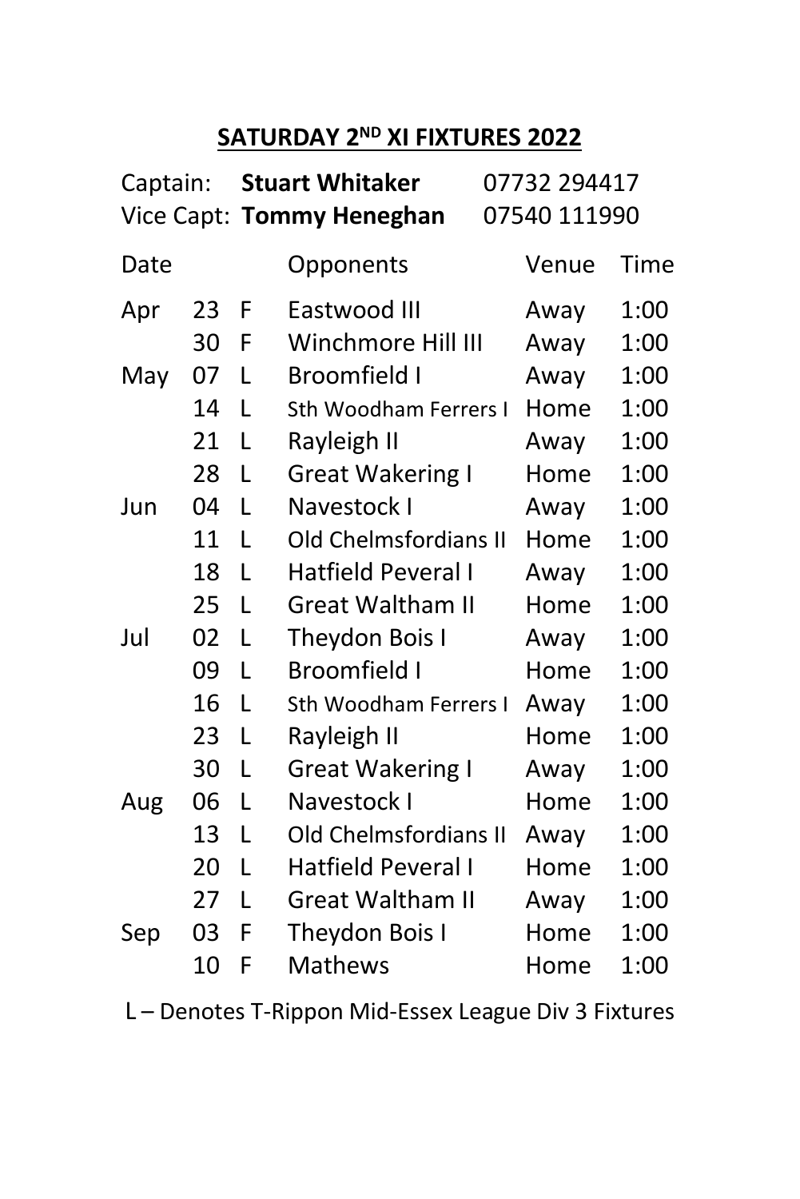## SATURDAY 2ND XI FIXTURES 2022

Captain: **Stuart Whitaker** 07732 294417
Vice Capt: **Tommy Heneghan** 07540 111990

| Date | | | Opponents | Venue | Time |
|---|---|---|---|---|---|
| Apr | 23 | F | Eastwood III | Away | 1:00 |
| | 30 | F | Winchmore Hill III | Away | 1:00 |
| May | 07 | L | Broomfield I | Away | 1:00 |
| | 14 | L | Sth Woodham Ferrers I | Home | 1:00 |
| | 21 | L | Rayleigh II | Away | 1:00 |
| | 28 | L | Great Wakering I | Home | 1:00 |
| Jun | 04 | L | Navestock I | Away | 1:00 |
| | 11 | L | Old Chelmsfordians II | Home | 1:00 |
| | 18 | L | Hatfield Peveral I | Away | 1:00 |
| | 25 | L | Great Waltham II | Home | 1:00 |
| Jul | 02 | L | Theydon Bois I | Away | 1:00 |
| | 09 | L | Broomfield I | Home | 1:00 |
| | 16 | L | Sth Woodham Ferrers I | Away | 1:00 |
| | 23 | L | Rayleigh II | Home | 1:00 |
| | 30 | L | Great Wakering I | Away | 1:00 |
| Aug | 06 | L | Navestock I | Home | 1:00 |
| | 13 | L | Old Chelmsfordians II | Away | 1:00 |
| | 20 | L | Hatfield Peveral I | Home | 1:00 |
| | 27 | L | Great Waltham II | Away | 1:00 |
| Sep | 03 | F | Theydon Bois I | Home | 1:00 |
| | 10 | F | Mathews | Home | 1:00 |

L – Denotes T-Rippon Mid-Essex League Div 3 Fixtures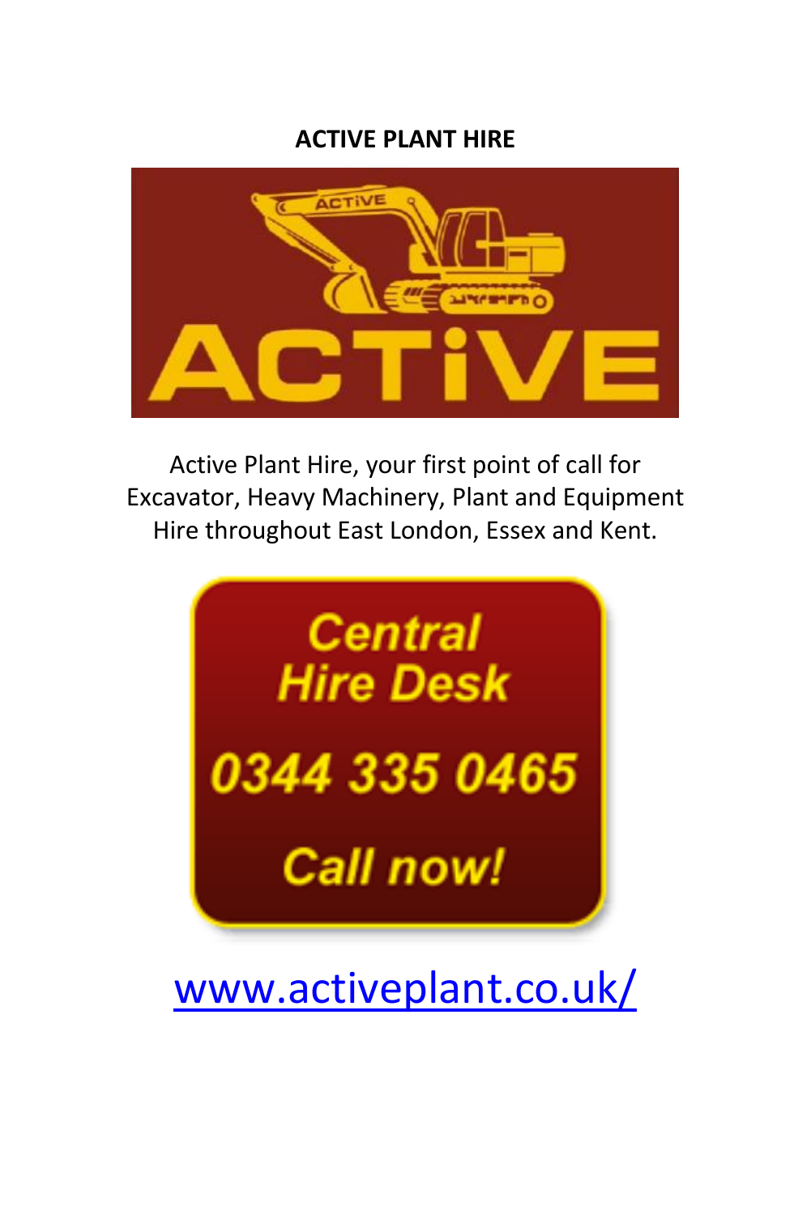**ACTIVE PLANT HIRE**

ACTiVE

Active Plant Hire, your first point of call for Excavator, Heavy Machinery, Plant and Equipment Hire throughout East London, Essex and Kent.

*Central Hire Desk*

*0344 335 0465*

*Call now!*

[www.activeplant.co.uk/](http://www.activeplant.co.uk/)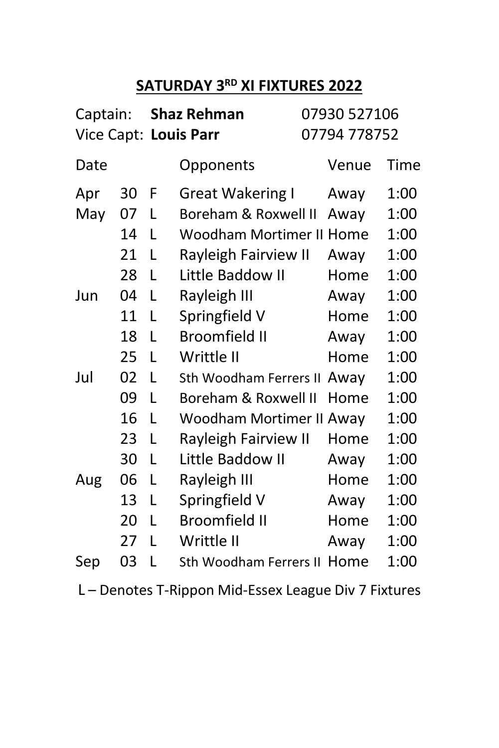## SATURDAY 3RD XI FIXTURES 2022

Captain: **Shaz Rehman** 07930 527106
Vice Capt: **Louis Parr** 07794 778752

| Date | | | Opponents | Venue | Time |
|---|---|---|---|---|---|
| Apr | 30 | F | Great Wakering I | Away | 1:00 |
| May | 07 | L | Boreham & Roxwell II | Away | 1:00 |
| | 14 | L | Woodham Mortimer II | Home | 1:00 |
| | 21 | L | Rayleigh Fairview II | Away | 1:00 |
| | 28 | L | Little Baddow II | Home | 1:00 |
| Jun | 04 | L | Rayleigh III | Away | 1:00 |
| | 11 | L | Springfield V | Home | 1:00 |
| | 18 | L | Broomfield II | Away | 1:00 |
| | 25 | L | Writtle II | Home | 1:00 |
| Jul | 02 | L | Sth Woodham Ferrers II | Away | 1:00 |
| | 09 | L | Boreham & Roxwell II | Home | 1:00 |
| | 16 | L | Woodham Mortimer II | Away | 1:00 |
| | 23 | L | Rayleigh Fairview II | Home | 1:00 |
| | 30 | L | Little Baddow II | Away | 1:00 |
| Aug | 06 | L | Rayleigh III | Home | 1:00 |
| | 13 | L | Springfield V | Away | 1:00 |
| | 20 | L | Broomfield II | Home | 1:00 |
| | 27 | L | Writtle II | Away | 1:00 |
| Sep | 03 | L | Sth Woodham Ferrers II | Home | 1:00 |

L – Denotes T-Rippon Mid-Essex League Div 7 Fixtures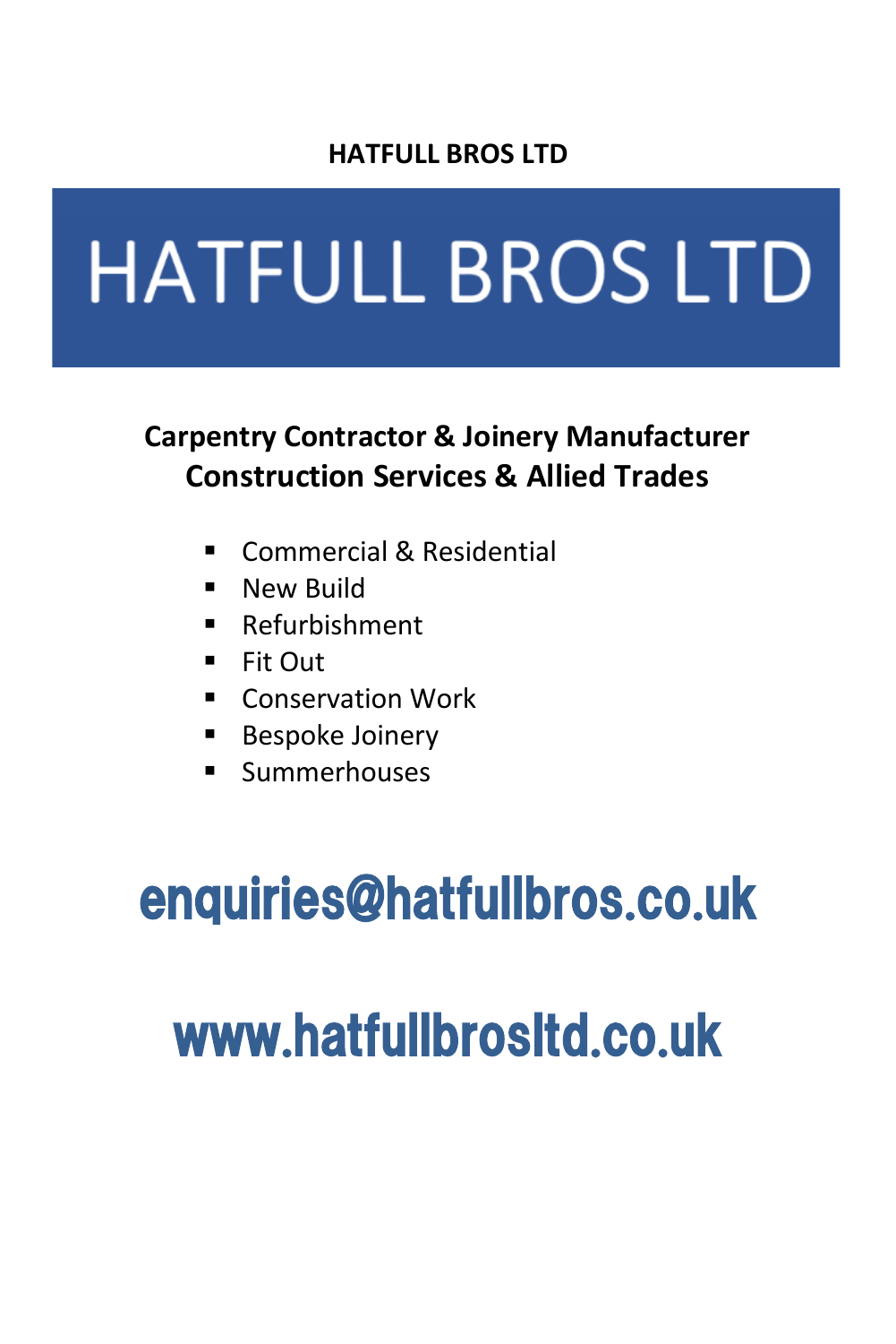**HATFULL BROS LTD**

# HATFULL BROS LTD

**Carpentry Contractor & Joinery Manufacturer**
**Construction Services & Allied Trades**

- Commercial & Residential
- New Build
- Refurbishment
- Fit Out
- Conservation Work
- Bespoke Joinery
- Summerhouses

## enquiries@hatfullbros.co.uk

## www.hatfullbrosltd.co.uk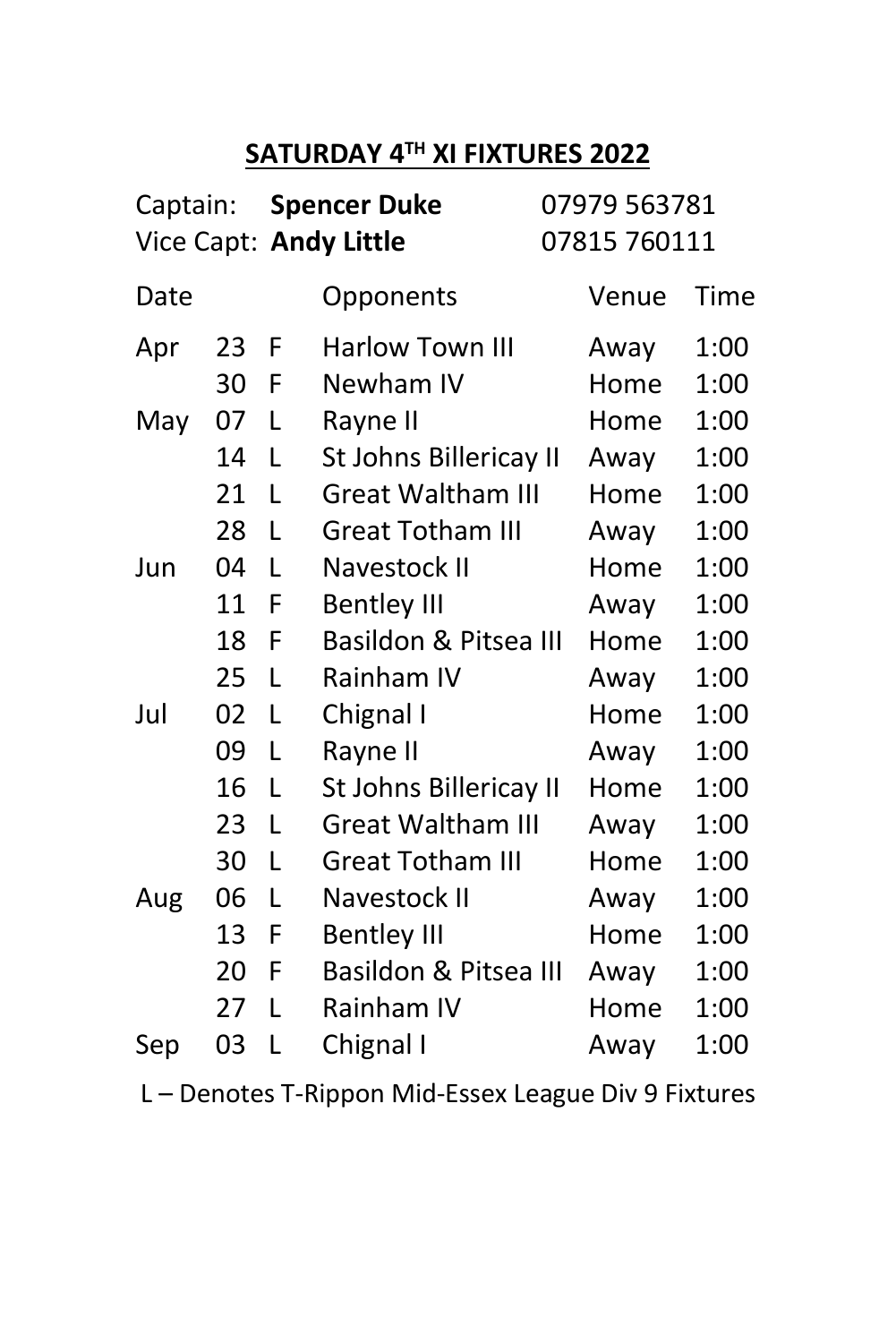## SATURDAY 4TH XI FIXTURES 2022

Captain: **Spencer Duke** 07979 563781
Vice Capt: **Andy Little** 07815 760111

| Date | | | Opponents | Venue | Time |
|---|---|---|---|---|---|
| Apr | 23 | F | Harlow Town III | Away | 1:00 |
| | 30 | F | Newham IV | Home | 1:00 |
| May | 07 | L | Rayne II | Home | 1:00 |
| | 14 | L | St Johns Billericay II | Away | 1:00 |
| | 21 | L | Great Waltham III | Home | 1:00 |
| | 28 | L | Great Totham III | Away | 1:00 |
| Jun | 04 | L | Navestock II | Home | 1:00 |
| | 11 | F | Bentley III | Away | 1:00 |
| | 18 | F | Basildon & Pitsea III | Home | 1:00 |
| | 25 | L | Rainham IV | Away | 1:00 |
| Jul | 02 | L | Chignal I | Home | 1:00 |
| | 09 | L | Rayne II | Away | 1:00 |
| | 16 | L | St Johns Billericay II | Home | 1:00 |
| | 23 | L | Great Waltham III | Away | 1:00 |
| | 30 | L | Great Totham III | Home | 1:00 |
| Aug | 06 | L | Navestock II | Away | 1:00 |
| | 13 | F | Bentley III | Home | 1:00 |
| | 20 | F | Basildon & Pitsea III | Away | 1:00 |
| | 27 | L | Rainham IV | Home | 1:00 |
| Sep | 03 | L | Chignal I | Away | 1:00 |

L – Denotes T-Rippon Mid-Essex League Div 9 Fixtures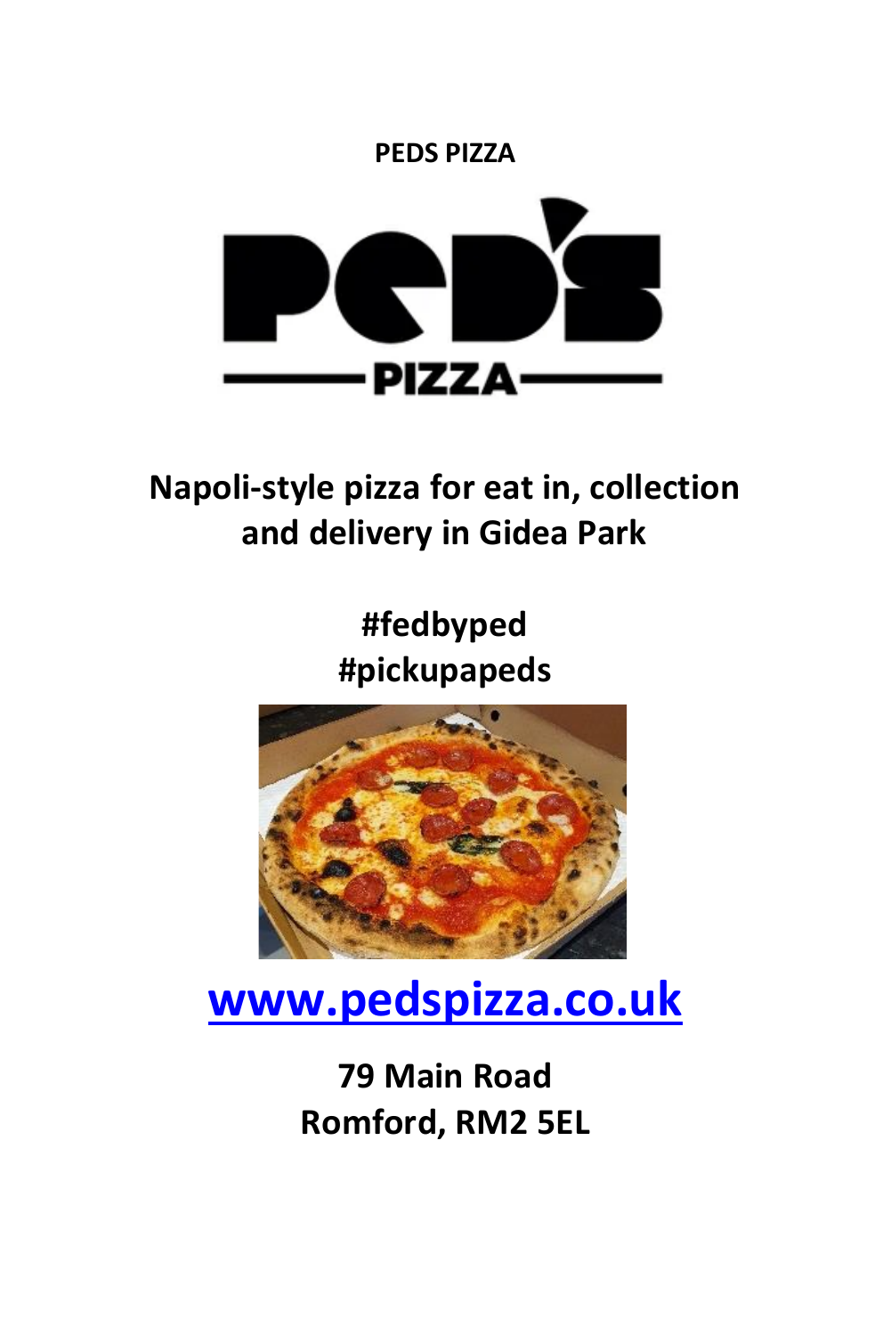**PEDS PIZZA**

**Napoli-style pizza for eat in, collection and delivery in Gidea Park**

**#fedbyped**
**#pickupapeds**

**[www.pedspizza.co.uk](http://www.pedspizza.co.uk)**

**79 Main Road**
**Romford, RM2 5EL**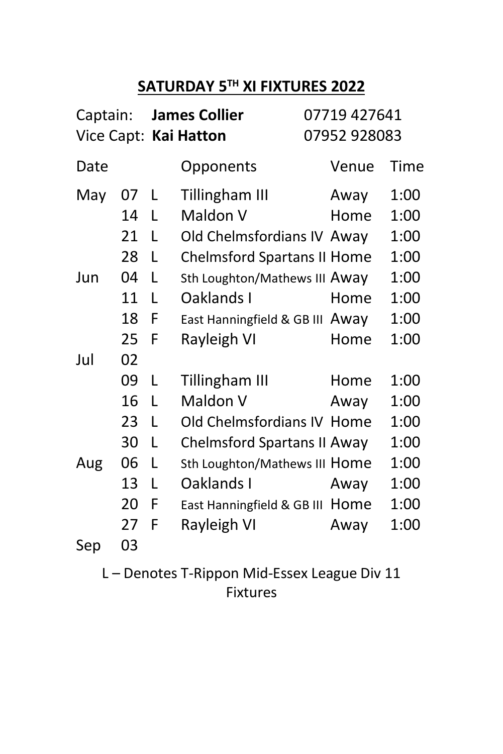## SATURDAY 5[TH] XI FIXTURES 2022

Captain: **James Collier** 07719 427641
Vice Capt: **Kai Hatton** 07952 928083

| Date | | | Opponents | Venue | Time |
|---|---|---|---|---|---|
| May | 07 | L | Tillingham III | Away | 1:00 |
| | 14 | L | Maldon V | Home | 1:00 |
| | 21 | L | Old Chelmsfordians IV | Away | 1:00 |
| | 28 | L | Chelmsford Spartans II | Home | 1:00 |
| Jun | 04 | L | Sth Loughton/Mathews III | Away | 1:00 |
| | 11 | L | Oaklands I | Home | 1:00 |
| | 18 | F | East Hanningfield & GB III | Away | 1:00 |
| | 25 | F | Rayleigh VI | Home | 1:00 |
| Jul | 02 | | | | |
| | 09 | L | Tillingham III | Home | 1:00 |
| | 16 | L | Maldon V | Away | 1:00 |
| | 23 | L | Old Chelmsfordians IV | Home | 1:00 |
| | 30 | L | Chelmsford Spartans II | Away | 1:00 |
| Aug | 06 | L | Sth Loughton/Mathews III | Home | 1:00 |
| | 13 | L | Oaklands I | Away | 1:00 |
| | 20 | F | East Hanningfield & GB III | Home | 1:00 |
| | 27 | F | Rayleigh VI | Away | 1:00 |
| Sep | 03 | | | | |

L – Denotes T-Rippon Mid-Essex League Div 11 Fixtures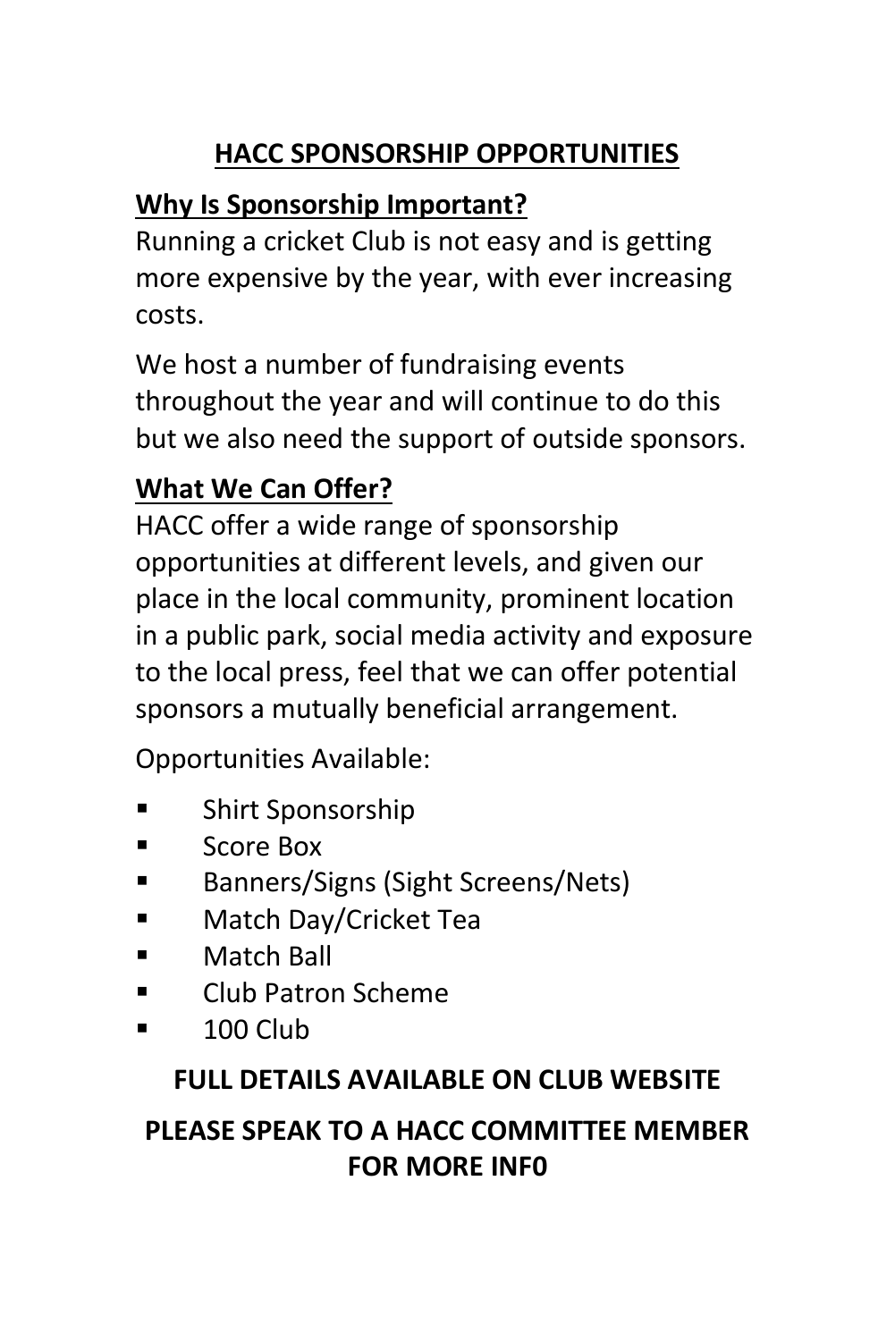# HACC SPONSORSHIP OPPORTUNITIES

## Why Is Sponsorship Important?

Running a cricket Club is not easy and is getting more expensive by the year, with ever increasing costs.

We host a number of fundraising events throughout the year and will continue to do this but we also need the support of outside sponsors.

## What We Can Offer?

HACC offer a wide range of sponsorship opportunities at different levels, and given our place in the local community, prominent location in a public park, social media activity and exposure to the local press, feel that we can offer potential sponsors a mutually beneficial arrangement.

Opportunities Available:

- Shirt Sponsorship
- Score Box
- Banners/Signs (Sight Screens/Nets)
- Match Day/Cricket Tea
- Match Ball
- Club Patron Scheme
- 100 Club

**FULL DETAILS AVAILABLE ON CLUB WEBSITE**

**PLEASE SPEAK TO A HACC COMMITTEE MEMBER FOR MORE INF0**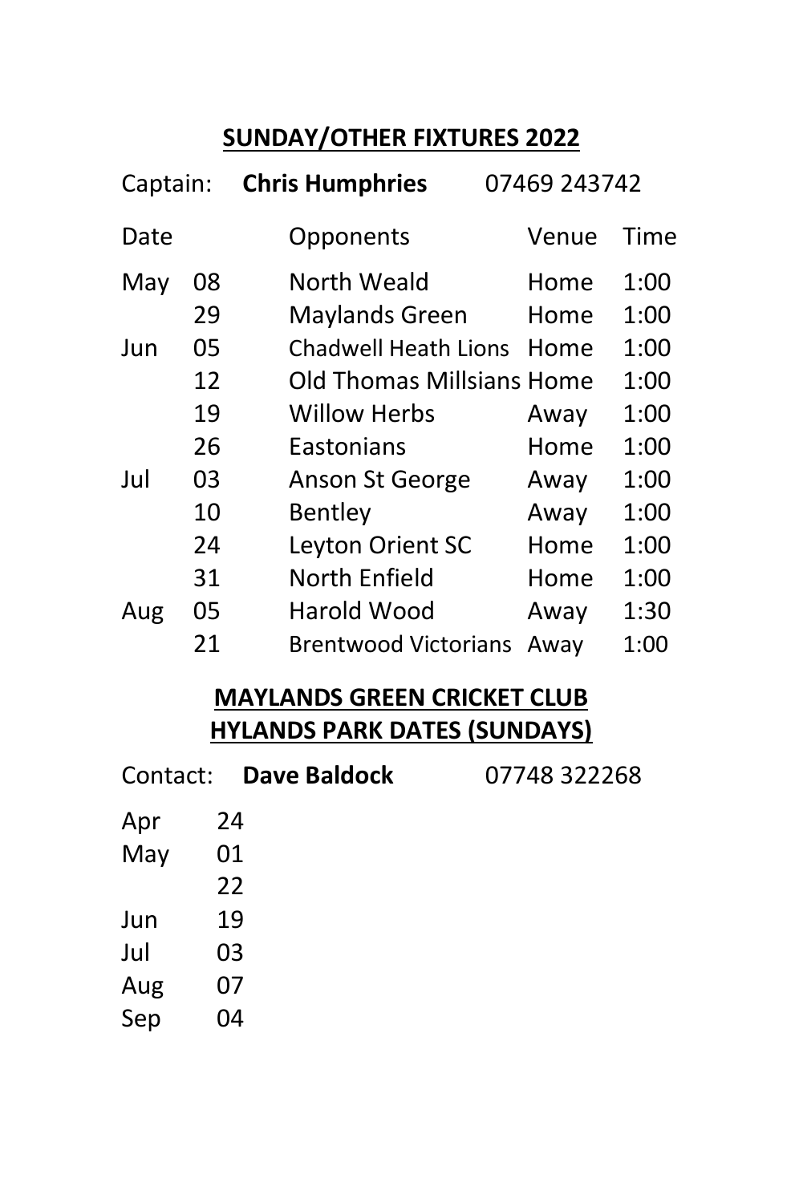## SUNDAY/OTHER FIXTURES 2022

Captain: **Chris Humphries** 07469 243742

| Date | | Opponents | Venue | Time |
|---|---|---|---|---|
| May | 08 | North Weald | Home | 1:00 |
| | 29 | Maylands Green | Home | 1:00 |
| Jun | 05 | Chadwell Heath Lions | Home | 1:00 |
| | 12 | Old Thomas Millsians | Home | 1:00 |
| | 19 | Willow Herbs | Away | 1:00 |
| | 26 | Eastonians | Home | 1:00 |
| Jul | 03 | Anson St George | Away | 1:00 |
| | 10 | Bentley | Away | 1:00 |
| | 24 | Leyton Orient SC | Home | 1:00 |
| | 31 | North Enfield | Home | 1:00 |
| Aug | 05 | Harold Wood | Away | 1:30 |
| | 21 | Brentwood Victorians | Away | 1:00 |

## MAYLANDS GREEN CRICKET CLUB
## HYLANDS PARK DATES (SUNDAYS)

Contact: **Dave Baldock** 07748 322268

| | |
|---|---|
| Apr | 24 |
| May | 01 |
| | 22 |
| Jun | 19 |
| Jul | 03 |
| Aug | 07 |
| Sep | 04 |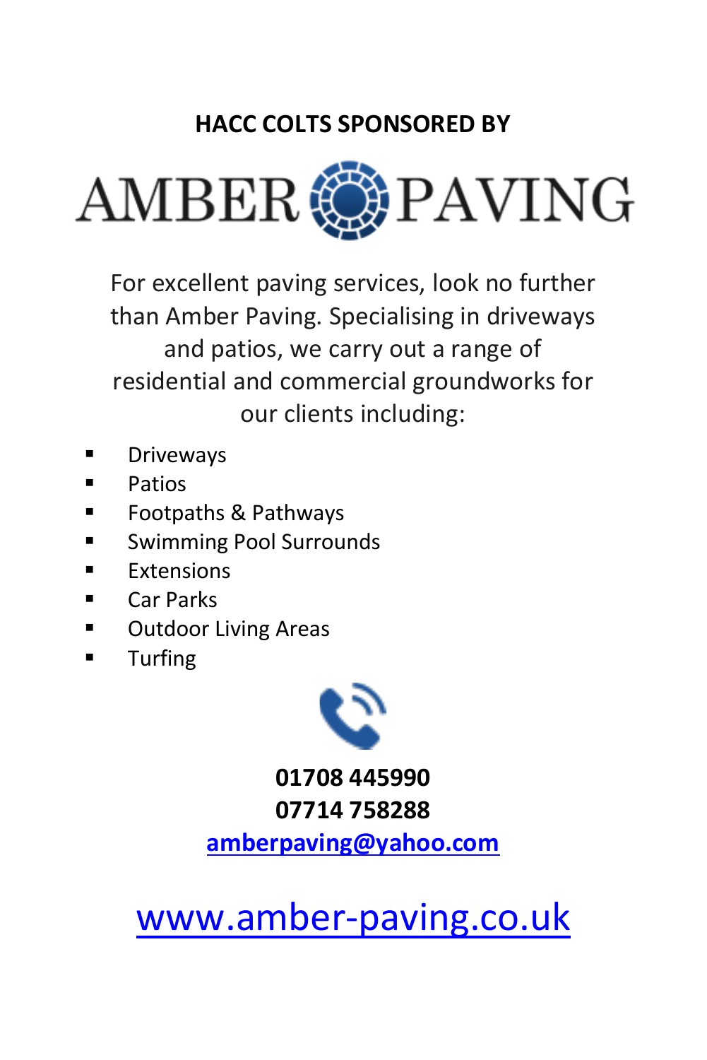**HACC COLTS SPONSORED BY**

# AMBER PAVING

For excellent paving services, look no further than Amber Paving. Specialising in driveways and patios, we carry out a range of residential and commercial groundworks for our clients including:

- Driveways
- Patios
- Footpaths & Pathways
- Swimming Pool Surrounds
- Extensions
- Car Parks
- Outdoor Living Areas
- Turfing

**01708 445990**
**07714 758288**
**amberpaving@yahoo.com**

www.amber-paving.co.uk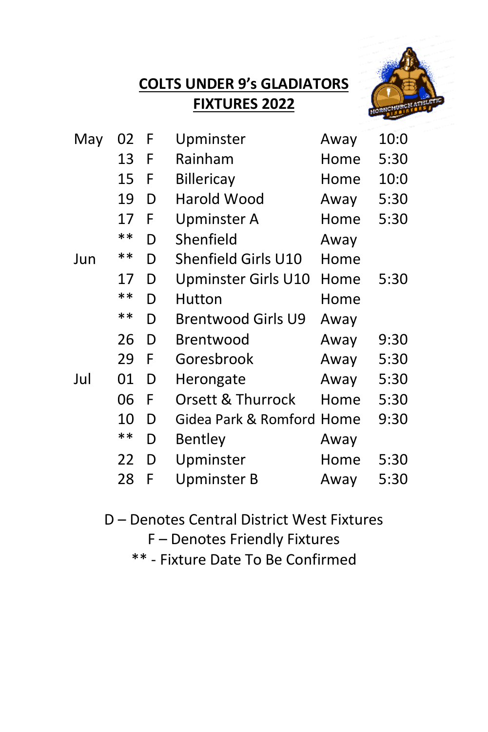## COLTS UNDER 9's GLADIATORS FIXTURES 2022

| Month | Date | Type | Opponent | Venue | Time |
|---|---|---|---|---|---|
| May | 02 | F | Upminster | Away | 10:0 |
| | 13 | F | Rainham | Home | 5:30 |
| | 15 | F | Billericay | Home | 10:0 |
| | 19 | D | Harold Wood | Away | 5:30 |
| | 17 | F | Upminster A | Home | 5:30 |
| | ** | D | Shenfield | Away | |
| Jun | ** | D | Shenfield Girls U10 | Home | |
| | 17 | D | Upminster Girls U10 | Home | 5:30 |
| | ** | D | Hutton | Home | |
| | ** | D | Brentwood Girls U9 | Away | |
| | 26 | D | Brentwood | Away | 9:30 |
| | 29 | F | Goresbrook | Away | 5:30 |
| Jul | 01 | D | Herongate | Away | 5:30 |
| | 06 | F | Orsett & Thurrock | Home | 5:30 |
| | 10 | D | Gidea Park & Romford | Home | 9:30 |
| | ** | D | Bentley | Away | |
| | 22 | D | Upminster | Home | 5:30 |
| | 28 | F | Upminster B | Away | 5:30 |

D – Denotes Central District West Fixtures

F – Denotes Friendly Fixtures

** - Fixture Date To Be Confirmed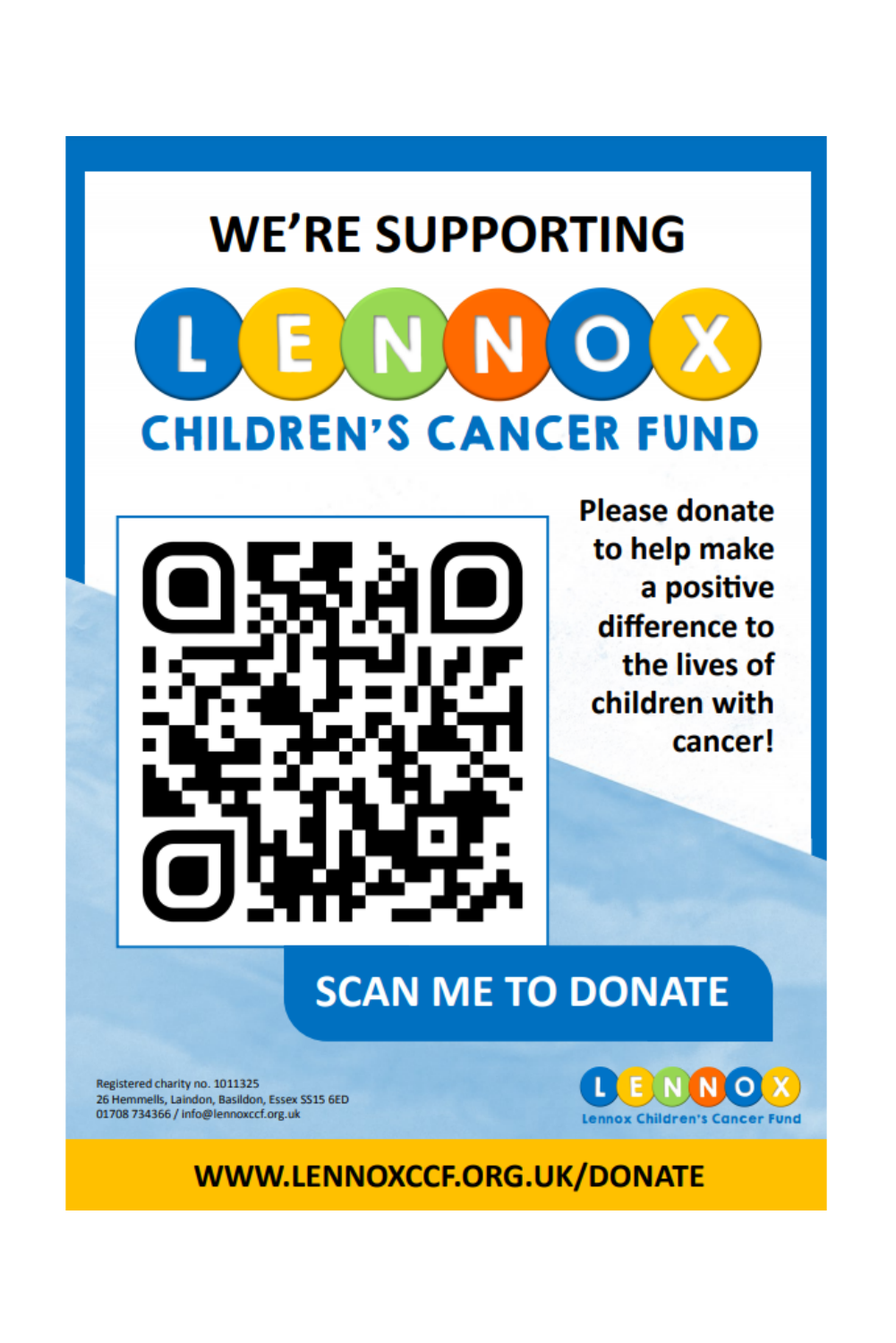# WE'RE SUPPORTING

# LENNOX

## CHILDREN'S CANCER FUND

Please donate to help make a positive difference to the lives of children with cancer!

**SCAN ME TO DONATE**

Registered charity no. 1011325
26 Hemmells, Laindon, Basildon, Essex SS15 6ED
01708 734366 / info@lennoxccf.org.uk

LENNOX
Lennox Children's Cancer Fund

**WWW.LENNOXCCF.ORG.UK/DONATE**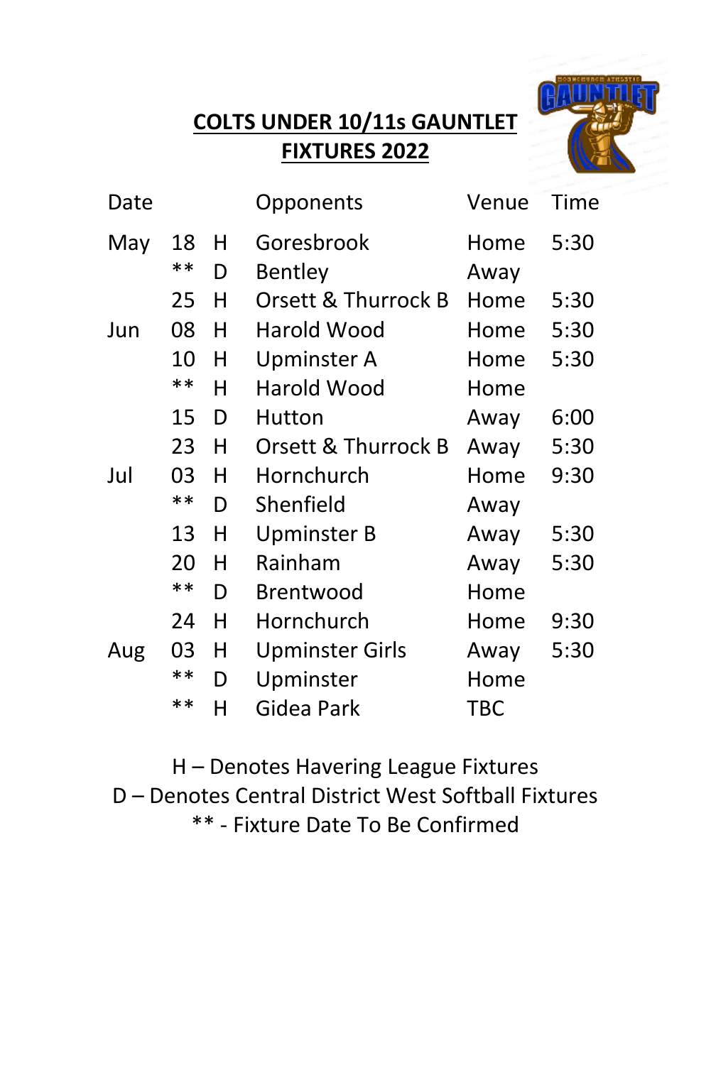# COLTS UNDER 10/11s GAUNTLET FIXTURES 2022

| Date | | | Opponents | Venue | Time |
|---|---|---|---|---|---|
| May | 18 | H | Goresbrook | Home | 5:30 |
| | ** | D | Bentley | Away | |
| | 25 | H | Orsett & Thurrock B | Home | 5:30 |
| Jun | 08 | H | Harold Wood | Home | 5:30 |
| | 10 | H | Upminster A | Home | 5:30 |
| | ** | H | Harold Wood | Home | |
| | 15 | D | Hutton | Away | 6:00 |
| | 23 | H | Orsett & Thurrock B | Away | 5:30 |
| Jul | 03 | H | Hornchurch | Home | 9:30 |
| | ** | D | Shenfield | Away | |
| | 13 | H | Upminster B | Away | 5:30 |
| | 20 | H | Rainham | Away | 5:30 |
| | ** | D | Brentwood | Home | |
| | 24 | H | Hornchurch | Home | 9:30 |
| Aug | 03 | H | Upminster Girls | Away | 5:30 |
| | ** | D | Upminster | Home | |
| | ** | H | Gidea Park | TBC | |

H – Denotes Havering League Fixtures
D – Denotes Central District West Softball Fixtures
** - Fixture Date To Be Confirmed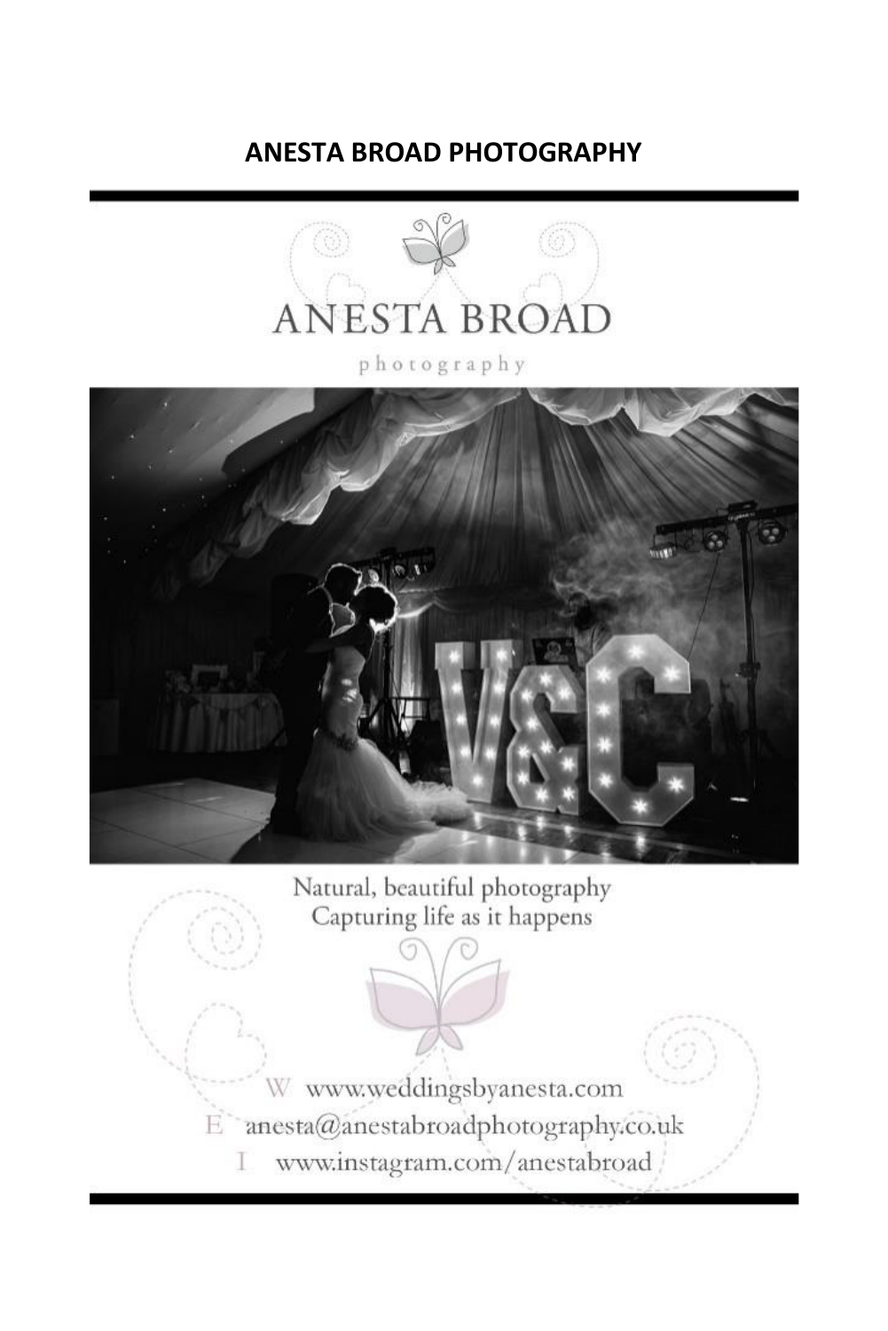# ANESTA BROAD PHOTOGRAPHY

ANESTA BROAD

photography

Natural, beautiful photography
Capturing life as it happens

W www.weddingsbyanesta.com
E anesta@anestabroadphotography.co.uk
I www.instagram.com/anestabroad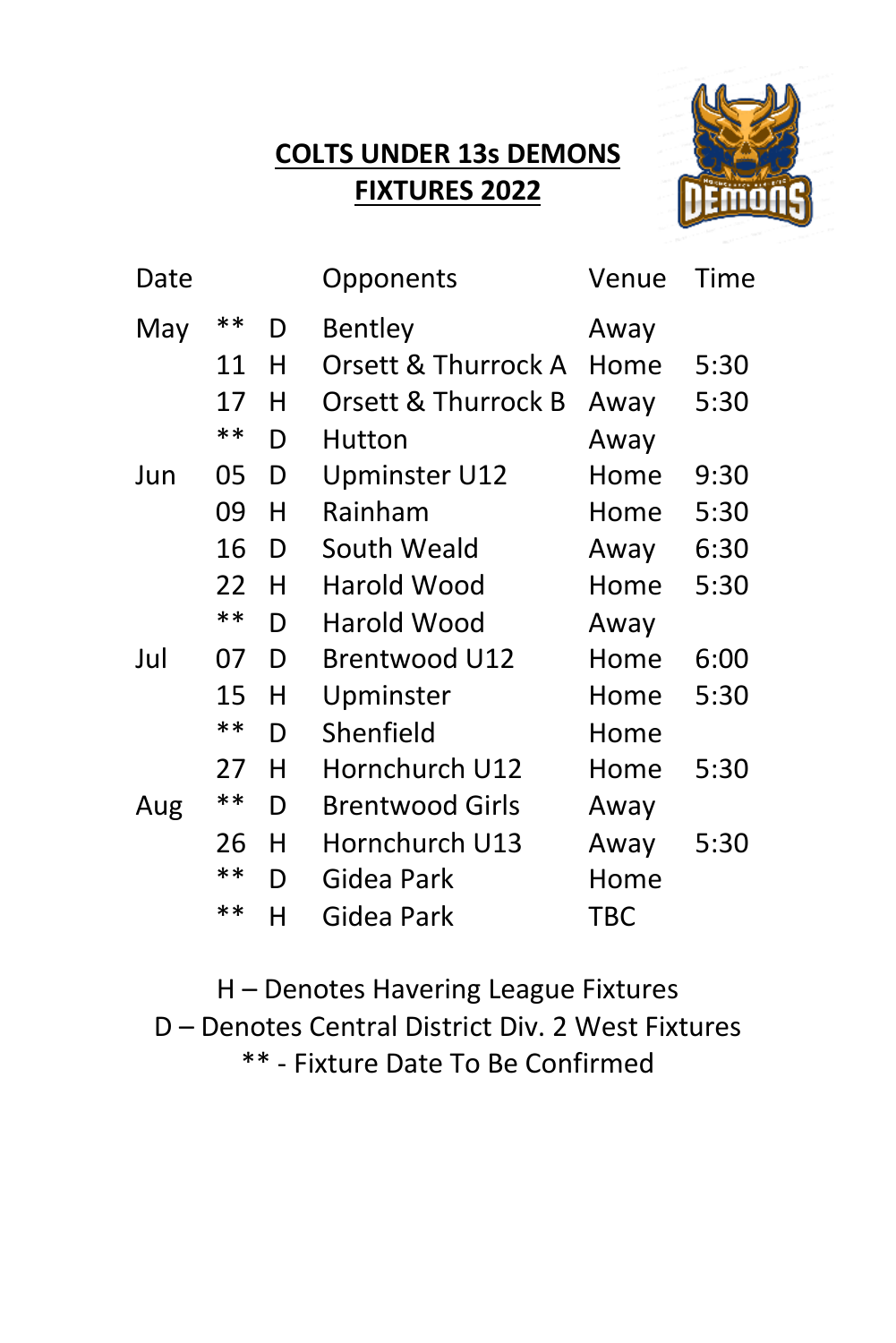# COLTS UNDER 13s DEMONS
# FIXTURES 2022

| Date | | | Opponents | Venue | Time |
|---|---|---|---|---|---|
| May | ** | D | Bentley | Away | |
| | 11 | H | Orsett & Thurrock A | Home | 5:30 |
| | 17 | H | Orsett & Thurrock B | Away | 5:30 |
| | ** | D | Hutton | Away | |
| Jun | 05 | D | Upminster U12 | Home | 9:30 |
| | 09 | H | Rainham | Home | 5:30 |
| | 16 | D | South Weald | Away | 6:30 |
| | 22 | H | Harold Wood | Home | 5:30 |
| | ** | D | Harold Wood | Away | |
| Jul | 07 | D | Brentwood U12 | Home | 6:00 |
| | 15 | H | Upminster | Home | 5:30 |
| | ** | D | Shenfield | Home | |
| | 27 | H | Hornchurch U12 | Home | 5:30 |
| Aug | ** | D | Brentwood Girls | Away | |
| | 26 | H | Hornchurch U13 | Away | 5:30 |
| | ** | D | Gidea Park | Home | |
| | ** | H | Gidea Park | TBC | |

H – Denotes Havering League Fixtures
D – Denotes Central District Div. 2 West Fixtures
** - Fixture Date To Be Confirmed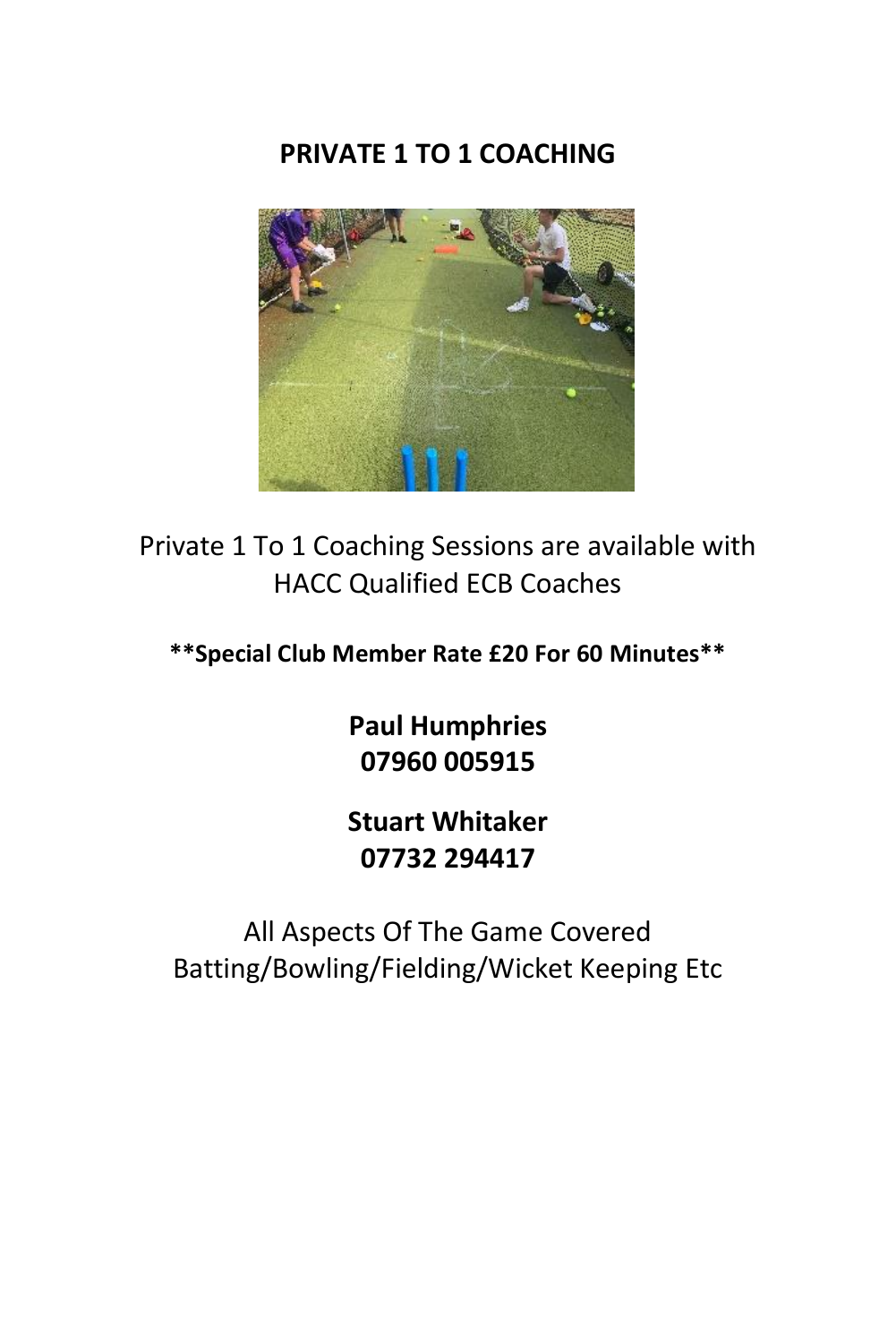# PRIVATE 1 TO 1 COACHING

Private 1 To 1 Coaching Sessions are available with HACC Qualified ECB Coaches

**\*\*Special Club Member Rate £20 For 60 Minutes\*\***

**Paul Humphries**
**07960 005915**

**Stuart Whitaker**
**07732 294417**

All Aspects Of The Game Covered
Batting/Bowling/Fielding/Wicket Keeping Etc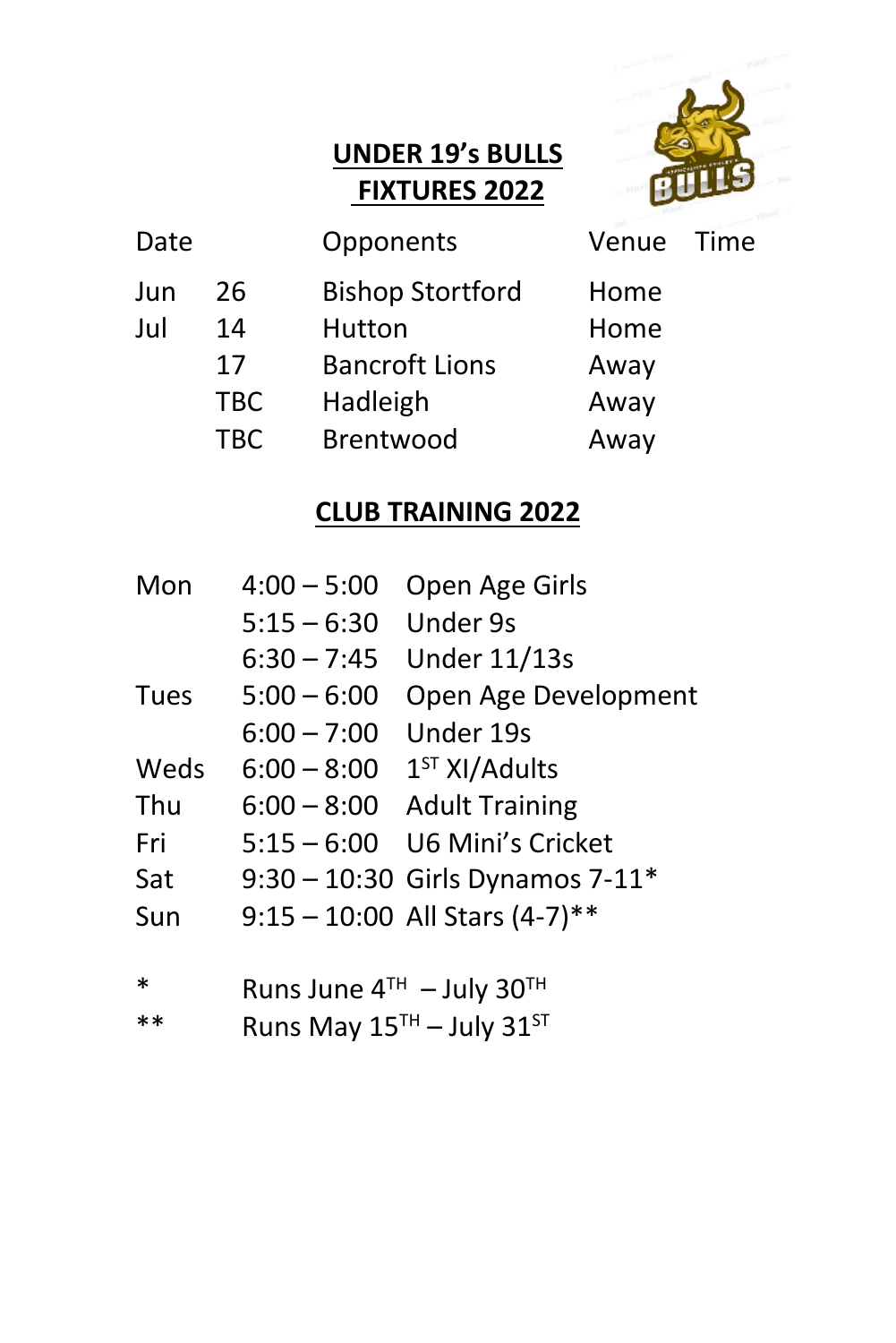## UNDER 19's BULLS FIXTURES 2022

| Date | | Opponents | Venue | Time |
|---|---|---|---|---|
| Jun | 26 | Bishop Stortford | Home | |
| Jul | 14 | Hutton | Home | |
| | 17 | Bancroft Lions | Away | |
| | TBC | Hadleigh | Away | |
| | TBC | Brentwood | Away | |

## CLUB TRAINING 2022

| | | |
|---|---|---|
| Mon | 4:00 – 5:00 | Open Age Girls |
| | 5:15 – 6:30 | Under 9s |
| | 6:30 – 7:45 | Under 11/13s |
| Tues | 5:00 – 6:00 | Open Age Development |
| | 6:00 – 7:00 | Under 19s |
| Weds | 6:00 – 8:00 | 1ST XI/Adults |
| Thu | 6:00 – 8:00 | Adult Training |
| Fri | 5:15 – 6:00 | U6 Mini's Cricket |
| Sat | 9:30 – 10:30 | Girls Dynamos 7-11* |
| Sun | 9:15 – 10:00 | All Stars (4-7)** |

\* Runs June 4TH – July 30TH

** Runs May 15TH – July 31ST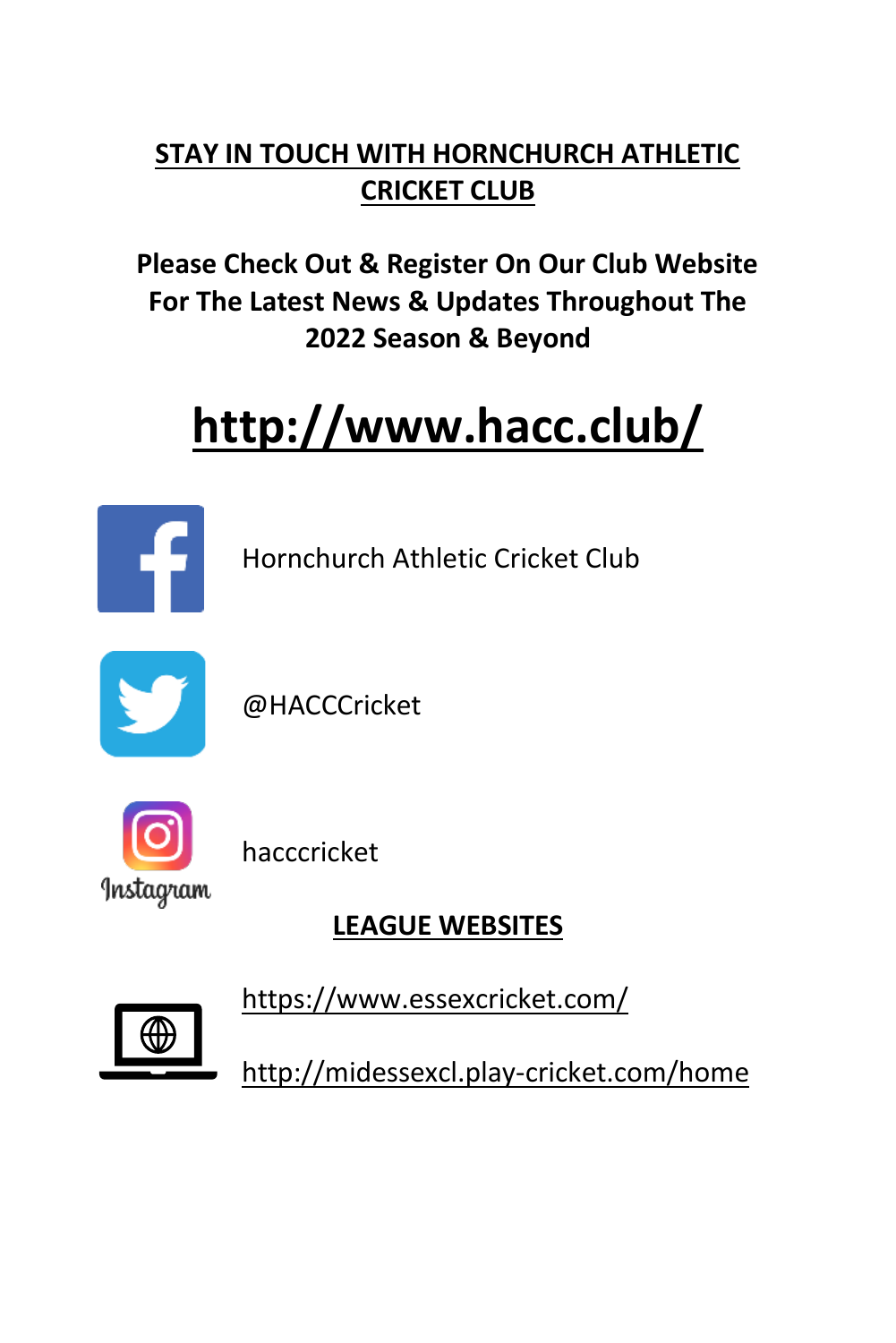## STAY IN TOUCH WITH HORNCHURCH ATHLETIC CRICKET CLUB

**Please Check Out & Register On Our Club Website For The Latest News & Updates Throughout The 2022 Season & Beyond**

# http://www.hacc.club/

Hornchurch Athletic Cricket Club

@HACCCricket

hacccricket

### LEAGUE WEBSITES

https://www.essexcricket.com/

http://midessexcl.play-cricket.com/home